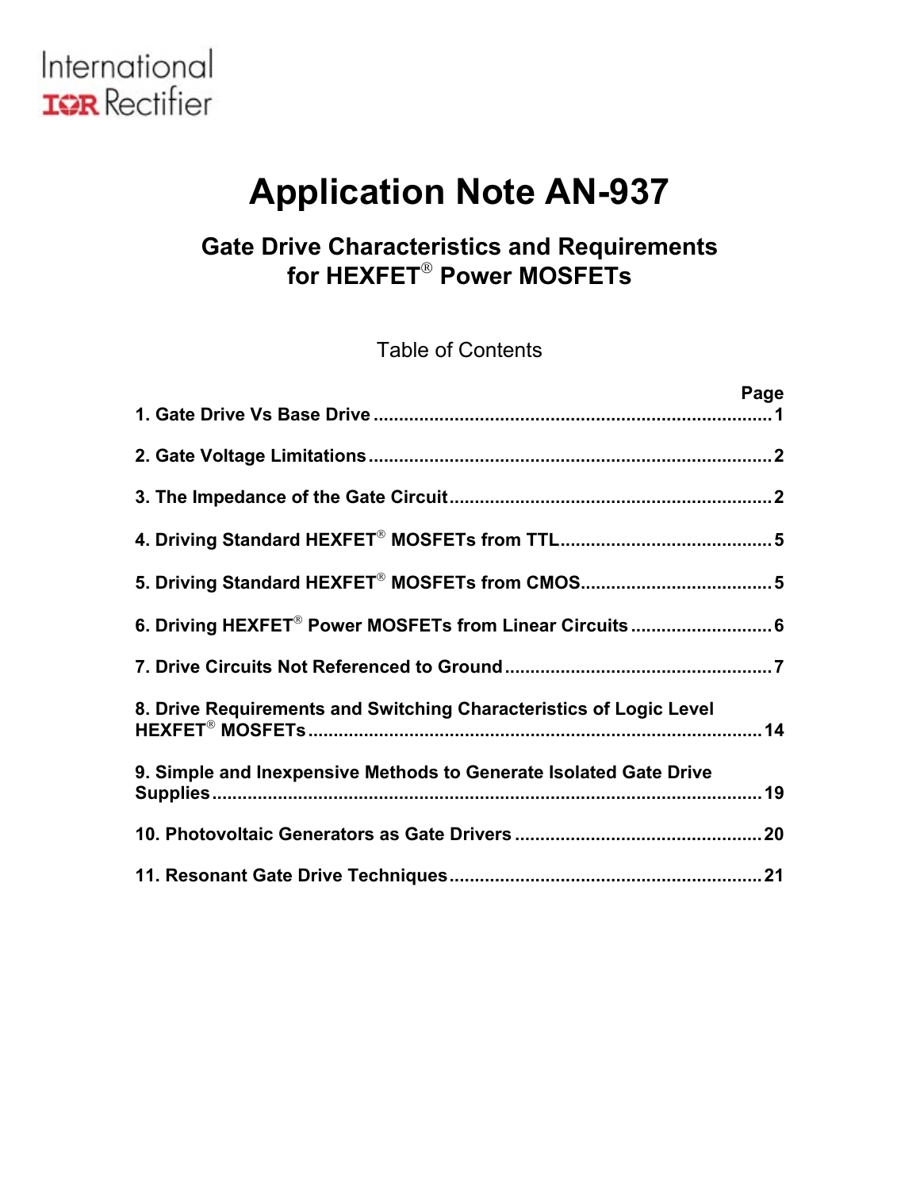International
IOR Rectifier

# Application Note AN-937

## Gate Drive Characteristics and Requirements for HEXFET® Power MOSFETs

Table of Contents

| | Page |
|---|---|
| **1. Gate Drive Vs Base Drive** | **1** |
| **2. Gate Voltage Limitations** | **2** |
| **3. The Impedance of the Gate Circuit** | **2** |
| **4. Driving Standard HEXFET® MOSFETs from TTL** | **5** |
| **5. Driving Standard HEXFET® MOSFETs from CMOS** | **5** |
| **6. Driving HEXFET® Power MOSFETs from Linear Circuits** | **6** |
| **7. Drive Circuits Not Referenced to Ground** | **7** |
| **8. Drive Requirements and Switching Characteristics of Logic Level HEXFET® MOSFETs** | **14** |
| **9. Simple and Inexpensive Methods to Generate Isolated Gate Drive Supplies** | **19** |
| **10. Photovoltaic Generators as Gate Drivers** | **20** |
| **11. Resonant Gate Drive Techniques** | **21** |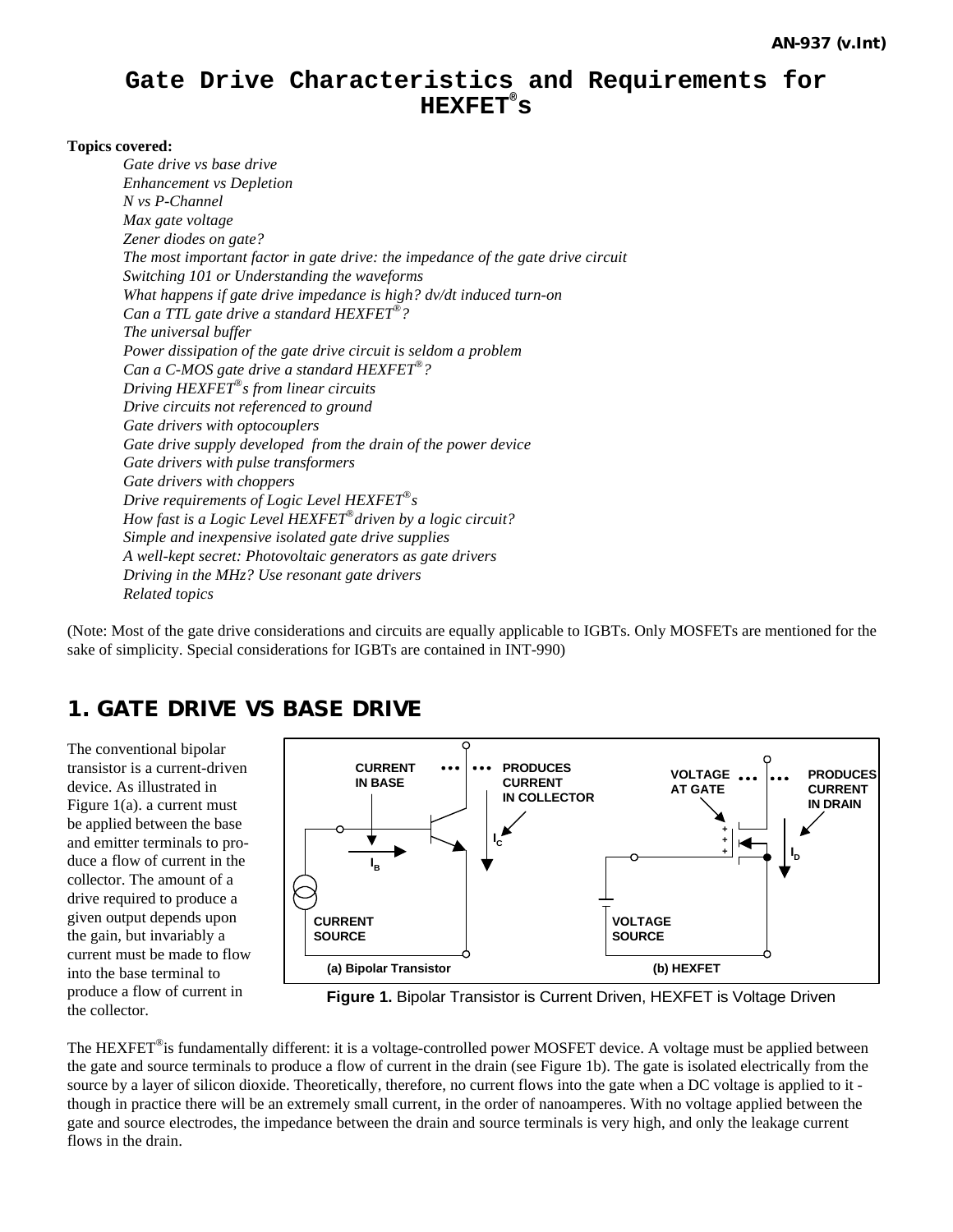# Gate Drive Characteristics and Requirements for HEXFET®s

**Topics covered:**

*Gate drive vs base drive*
*Enhancement vs Depletion*
*N vs P-Channel*
*Max gate voltage*
*Zener diodes on gate?*
*The most important factor in gate drive: the impedance of the gate drive circuit*
*Switching 101 or Understanding the waveforms*
*What happens if gate drive impedance is high? dv/dt induced turn-on*
*Can a TTL gate drive a standard HEXFET®?*
*The universal buffer*
*Power dissipation of the gate drive circuit is seldom a problem*
*Can a C-MOS gate drive a standard HEXFET®?*
*Driving HEXFET®s from linear circuits*
*Drive circuits not referenced to ground*
*Gate drivers with optocouplers*
*Gate drive supply developed from the drain of the power device*
*Gate drivers with pulse transformers*
*Gate drivers with choppers*
*Drive requirements of Logic Level HEXFET®s*
*How fast is a Logic Level HEXFET® driven by a logic circuit?*
*Simple and inexpensive isolated gate drive supplies*
*A well-kept secret: Photovoltaic generators as gate drivers*
*Driving in the MHz? Use resonant gate drivers*
*Related topics*

(Note: Most of the gate drive considerations and circuits are equally applicable to IGBTs. Only MOSFETs are mentioned for the sake of simplicity. Special considerations for IGBTs are contained in INT-990)

## 1. GATE DRIVE VS BASE DRIVE

The conventional bipolar transistor is a current-driven device. As illustrated in Figure 1(a). a current must be applied between the base and emitter terminals to produce a flow of current in the collector. The amount of a drive required to produce a given output depends upon the gain, but invariably a current must be made to flow into the base terminal to produce a flow of current in the collector.

**Figure 1.** Bipolar Transistor is Current Driven, HEXFET is Voltage Driven

The HEXFET®is fundamentally different: it is a voltage-controlled power MOSFET device. A voltage must be applied between the gate and source terminals to produce a flow of current in the drain (see Figure 1b). The gate is isolated electrically from the source by a layer of silicon dioxide. Theoretically, therefore, no current flows into the gate when a DC voltage is applied to it - though in practice there will be an extremely small current, in the order of nanoamperes. With no voltage applied between the gate and source electrodes, the impedance between the drain and source terminals is very high, and only the leakage current flows in the drain.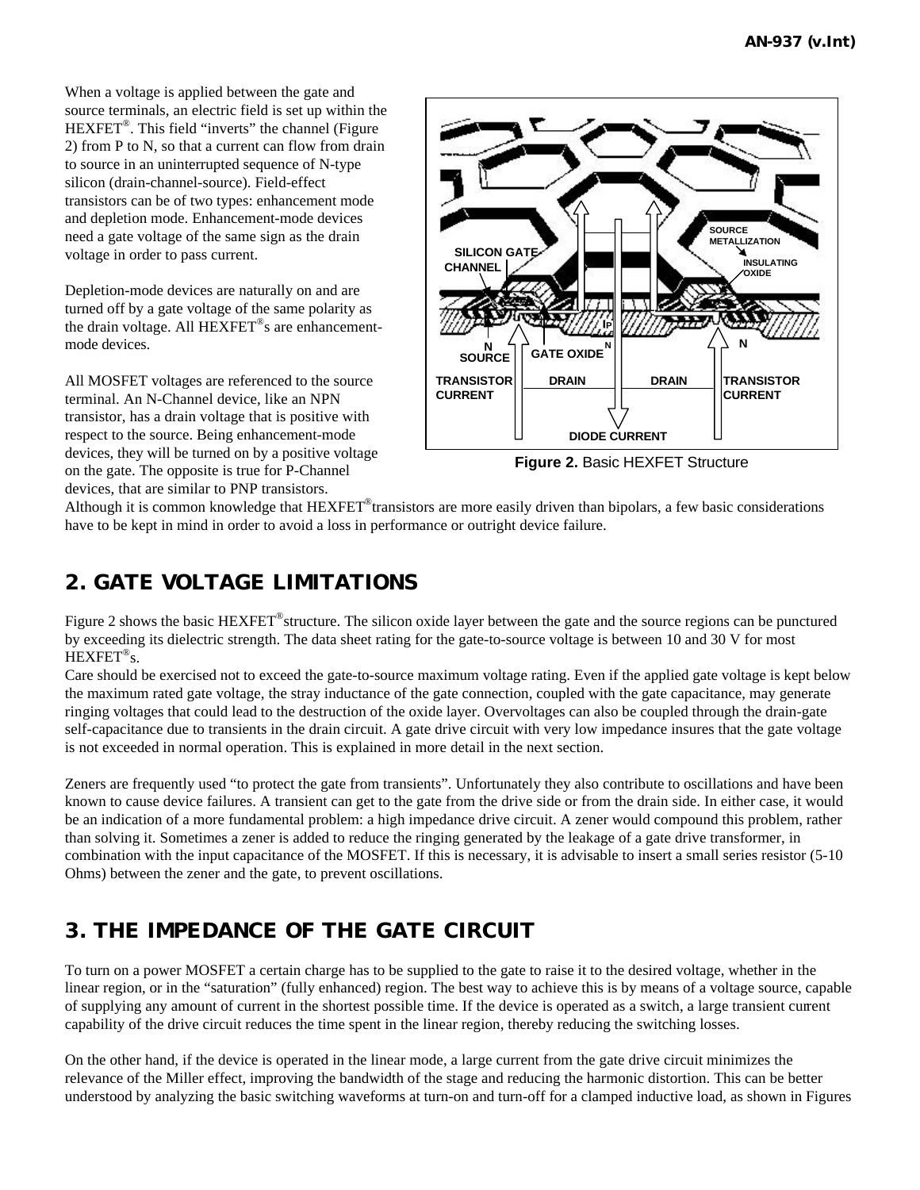When a voltage is applied between the gate and source terminals, an electric field is set up within the HEXFET®. This field "inverts" the channel (Figure 2) from P to N, so that a current can flow from drain to source in an uninterrupted sequence of N-type silicon (drain-channel-source). Field-effect transistors can be of two types: enhancement mode and depletion mode. Enhancement-mode devices need a gate voltage of the same sign as the drain voltage in order to pass current.

Depletion-mode devices are naturally on and are turned off by a gate voltage of the same polarity as the drain voltage. All HEXFET®s are enhancement-mode devices.

All MOSFET voltages are referenced to the source terminal. An N-Channel device, like an NPN transistor, has a drain voltage that is positive with respect to the source. Being enhancement-mode devices, they will be turned on by a positive voltage on the gate. The opposite is true for P-Channel devices, that are similar to PNP transistors.

**Figure 2.** Basic HEXFET Structure

Although it is common knowledge that HEXFET® transistors are more easily driven than bipolars, a few basic considerations have to be kept in mind in order to avoid a loss in performance or outright device failure.

## 2. GATE VOLTAGE LIMITATIONS

Figure 2 shows the basic HEXFET® structure. The silicon oxide layer between the gate and the source regions can be punctured by exceeding its dielectric strength. The data sheet rating for the gate-to-source voltage is between 10 and 30 V for most HEXFET®s.

Care should be exercised not to exceed the gate-to-source maximum voltage rating. Even if the applied gate voltage is kept below the maximum rated gate voltage, the stray inductance of the gate connection, coupled with the gate capacitance, may generate ringing voltages that could lead to the destruction of the oxide layer. Overvoltages can also be coupled through the drain-gate self-capacitance due to transients in the drain circuit. A gate drive circuit with very low impedance insures that the gate voltage is not exceeded in normal operation. This is explained in more detail in the next section.

Zeners are frequently used "to protect the gate from transients". Unfortunately they also contribute to oscillations and have been known to cause device failures. A transient can get to the gate from the drive side or from the drain side. In either case, it would be an indication of a more fundamental problem: a high impedance drive circuit. A zener would compound this problem, rather than solving it. Sometimes a zener is added to reduce the ringing generated by the leakage of a gate drive transformer, in combination with the input capacitance of the MOSFET. If this is necessary, it is advisable to insert a small series resistor (5-10 Ohms) between the zener and the gate, to prevent oscillations.

## 3. THE IMPEDANCE OF THE GATE CIRCUIT

To turn on a power MOSFET a certain charge has to be supplied to the gate to raise it to the desired voltage, whether in the linear region, or in the "saturation" (fully enhanced) region. The best way to achieve this is by means of a voltage source, capable of supplying any amount of current in the shortest possible time. If the device is operated as a switch, a large transient current capability of the drive circuit reduces the time spent in the linear region, thereby reducing the switching losses.

On the other hand, if the device is operated in the linear mode, a large current from the gate drive circuit minimizes the relevance of the Miller effect, improving the bandwidth of the stage and reducing the harmonic distortion. This can be better understood by analyzing the basic switching waveforms at turn-on and turn-off for a clamped inductive load, as shown in Figures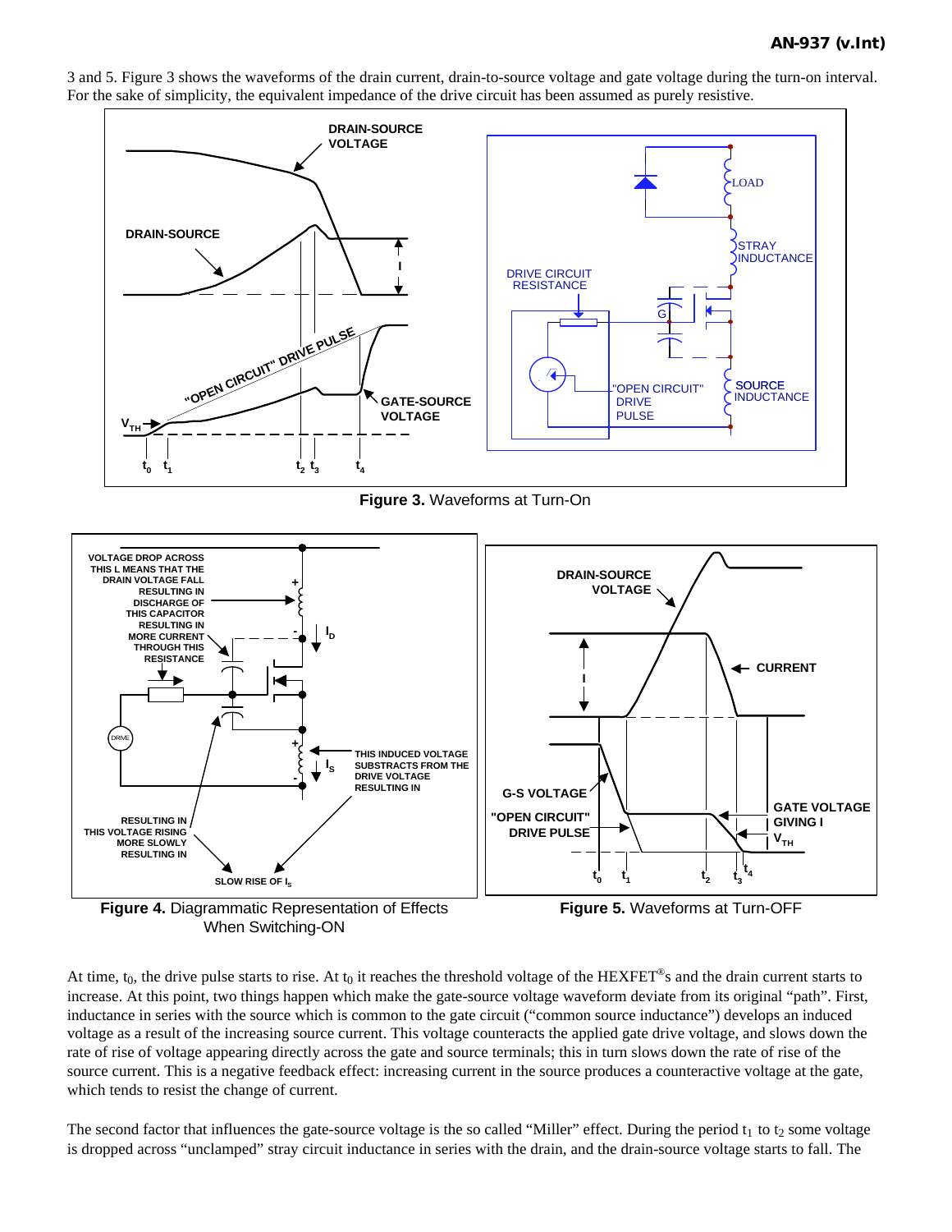3 and 5. Figure 3 shows the waveforms of the drain current, drain-to-source voltage and gate voltage during the turn-on interval. For the sake of simplicity, the equivalent impedance of the drive circuit has been assumed as purely resistive.

**Figure 3.** Waveforms at Turn-On

**Figure 4.** Diagrammatic Representation of Effects When Switching-ON

**Figure 5.** Waveforms at Turn-OFF

At time, $t_0$, the drive pulse starts to rise. At $t_0$ it reaches the threshold voltage of the HEXFET®s and the drain current starts to increase. At this point, two things happen which make the gate-source voltage waveform deviate from its original "path". First, inductance in series with the source which is common to the gate circuit ("common source inductance") develops an induced voltage as a result of the increasing source current. This voltage counteracts the applied gate drive voltage, and slows down the rate of rise of voltage appearing directly across the gate and source terminals; this in turn slows down the rate of rise of the source current. This is a negative feedback effect: increasing current in the source produces a counteractive voltage at the gate, which tends to resist the change of current.

The second factor that influences the gate-source voltage is the so called "Miller" effect. During the period $t_1$ to $t_2$ some voltage is dropped across "unclamped" stray circuit inductance in series with the drain, and the drain-source voltage starts to fall. The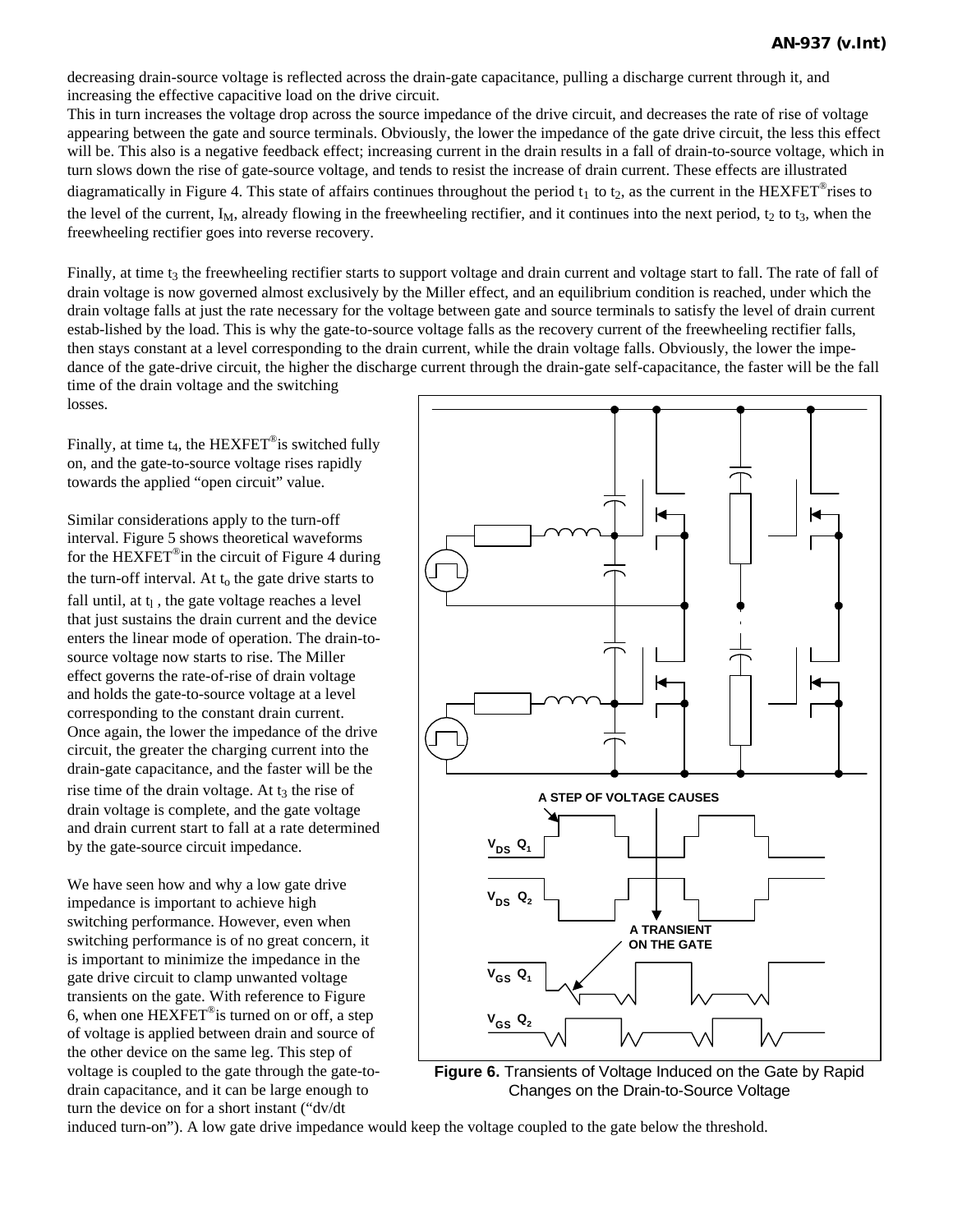decreasing drain-source voltage is reflected across the drain-gate capacitance, pulling a discharge current through it, and increasing the effective capacitive load on the drive circuit.

This in turn increases the voltage drop across the source impedance of the drive circuit, and decreases the rate of rise of voltage appearing between the gate and source terminals. Obviously, the lower the impedance of the gate drive circuit, the less this effect will be. This also is a negative feedback effect; increasing current in the drain results in a fall of drain-to-source voltage, which in turn slows down the rise of gate-source voltage, and tends to resist the increase of drain current. These effects are illustrated diagramatically in Figure 4. This state of affairs continues throughout the period $t_1$ to $t_2$, as the current in the HEXFET® rises to the level of the current, $I_M$, already flowing in the freewheeling rectifier, and it continues into the next period, $t_2$ to $t_3$, when the freewheeling rectifier goes into reverse recovery.

Finally, at time $t_3$ the freewheeling rectifier starts to support voltage and drain current and voltage start to fall. The rate of fall of drain voltage is now governed almost exclusively by the Miller effect, and an equilibrium condition is reached, under which the drain voltage falls at just the rate necessary for the voltage between gate and source terminals to satisfy the level of drain current estab-lished by the load. This is why the gate-to-source voltage falls as the recovery current of the freewheeling rectifier falls, then stays constant at a level corresponding to the drain current, while the drain voltage falls. Obviously, the lower the impe-dance of the gate-drive circuit, the higher the discharge current through the drain-gate self-capacitance, the faster will be the fall time of the drain voltage and the switching losses.

Finally, at time $t_4$, the HEXFET® is switched fully on, and the gate-to-source voltage rises rapidly towards the applied "open circuit" value.

Similar considerations apply to the turn-off interval. Figure 5 shows theoretical waveforms for the HEXFET® in the circuit of Figure 4 during the turn-off interval. At $t_o$ the gate drive starts to fall until, at $t_l$, the gate voltage reaches a level that just sustains the drain current and the device enters the linear mode of operation. The drain-to-source voltage now starts to rise. The Miller effect governs the rate-of-rise of drain voltage and holds the gate-to-source voltage at a level corresponding to the constant drain current. Once again, the lower the impedance of the drive circuit, the greater the charging current into the drain-gate capacitance, and the faster will be the rise time of the drain voltage. At $t_3$ the rise of drain voltage is complete, and the gate voltage and drain current start to fall at a rate determined by the gate-source circuit impedance.

We have seen how and why a low gate drive impedance is important to achieve high switching performance. However, even when switching performance is of no great concern, it is important to minimize the impedance in the gate drive circuit to clamp unwanted voltage transients on the gate. With reference to Figure 6, when one HEXFET® is turned on or off, a step of voltage is applied between drain and source of the other device on the same leg. This step of voltage is coupled to the gate through the gate-to-drain capacitance, and it can be large enough to turn the device on for a short instant ("dv/dt induced turn-on"). A low gate drive impedance would keep the voltage coupled to the gate below the threshold.

**Figure 6.** Transients of Voltage Induced on the Gate by Rapid Changes on the Drain-to-Source Voltage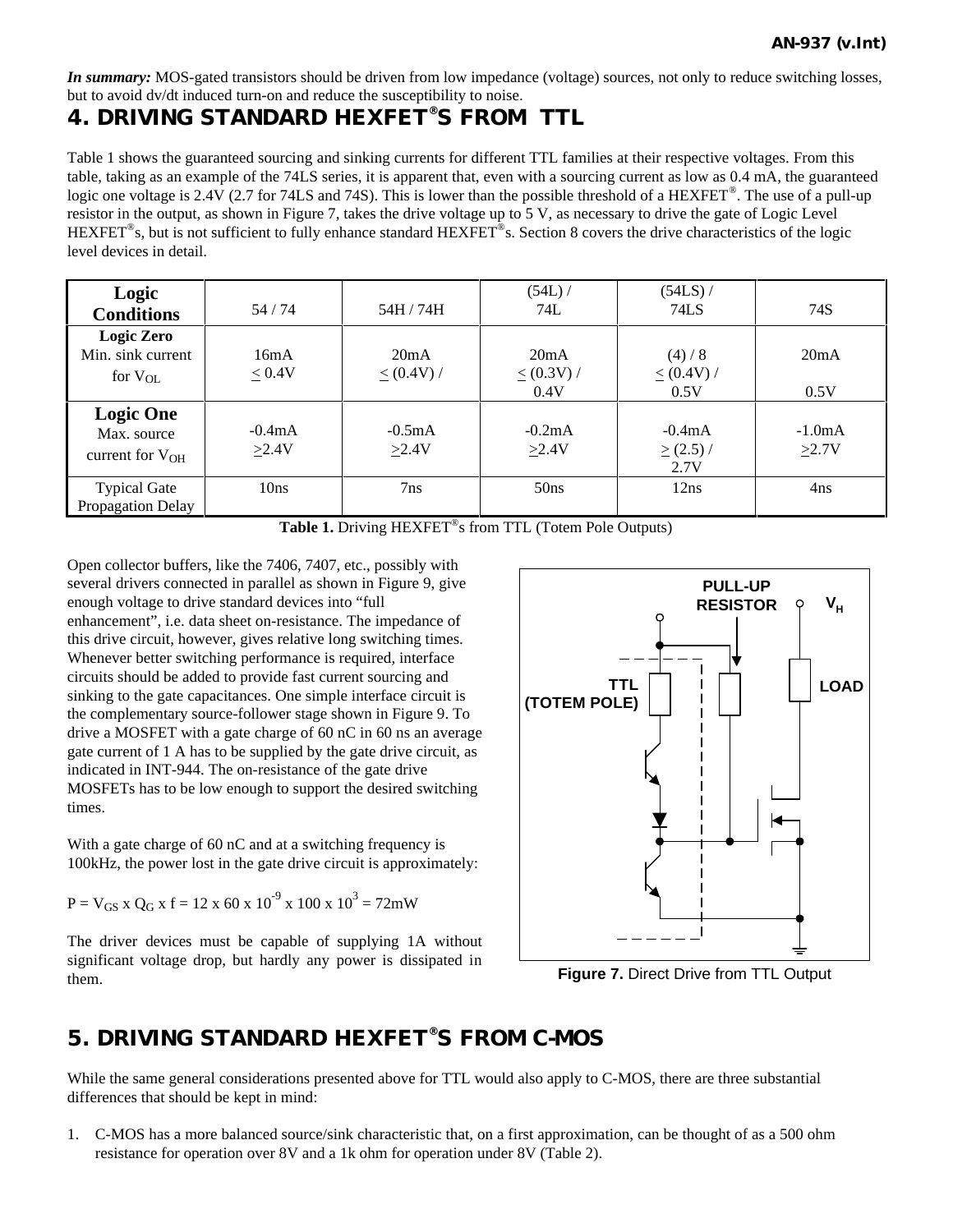*In summary:* MOS-gated transistors should be driven from low impedance (voltage) sources, not only to reduce switching losses, but to avoid dv/dt induced turn-on and reduce the susceptibility to noise.

## 4. DRIVING STANDARD HEXFET®S FROM TTL

Table 1 shows the guaranteed sourcing and sinking currents for different TTL families at their respective voltages. From this table, taking as an example of the 74LS series, it is apparent that, even with a sourcing current as low as 0.4 mA, the guaranteed logic one voltage is 2.4V (2.7 for 74LS and 74S). This is lower than the possible threshold of a HEXFET®. The use of a pull-up resistor in the output, as shown in Figure 7, takes the drive voltage up to 5 V, as necessary to drive the gate of Logic Level HEXFET®s, but is not sufficient to fully enhance standard HEXFET®s. Section 8 covers the drive characteristics of the logic level devices in detail.

| Logic Conditions | 54 / 74 | 54H / 74H | (54L) / 74L | (54LS) / 74LS | 74S |
|---|---|---|---|---|---|
| **Logic Zero** Min. sink current for $V_{OL}$ | 16mA $\leq$ 0.4V | 20mA $\leq$ (0.4V) / | 20mA $\leq$ (0.3V) / 0.4V | (4) / 8 $\leq$ (0.4V) / 0.5V | 20mA 0.5V |
| **Logic One** Max. source current for $V_{OH}$ | -0.4mA $\geq$2.4V | -0.5mA $\geq$2.4V | -0.2mA $\geq$2.4V | -0.4mA $\geq$ (2.5) / 2.7V | -1.0mA $\geq$2.7V |
| Typical Gate Propagation Delay | 10ns | 7ns | 50ns | 12ns | 4ns |

**Table 1.** Driving HEXFET®s from TTL (Totem Pole Outputs)

Open collector buffers, like the 7406, 7407, etc., possibly with several drivers connected in parallel as shown in Figure 9, give enough voltage to drive standard devices into "full enhancement", i.e. data sheet on-resistance. The impedance of this drive circuit, however, gives relative long switching times. Whenever better switching performance is required, interface circuits should be added to provide fast current sourcing and sinking to the gate capacitances. One simple interface circuit is the complementary source-follower stage shown in Figure 9. To drive a MOSFET with a gate charge of 60 nC in 60 ns an average gate current of 1 A has to be supplied by the gate drive circuit, as indicated in INT-944. The on-resistance of the gate drive MOSFETs has to be low enough to support the desired switching times.

With a gate charge of 60 nC and at a switching frequency is 100kHz, the power lost in the gate drive circuit is approximately:

$$P = V_{GS} \times Q_G \times f = 12 \times 60 \times 10^{-9} \times 100 \times 10^{3} = 72\text{mW}$$

The driver devices must be capable of supplying 1A without significant voltage drop, but hardly any power is dissipated in them.

PULL-UP RESISTOR, $V_H$, TTL (TOTEM POLE), LOAD

**Figure 7.** Direct Drive from TTL Output

## 5. DRIVING STANDARD HEXFET®S FROM C-MOS

While the same general considerations presented above for TTL would also apply to C-MOS, there are three substantial differences that should be kept in mind:

1. C-MOS has a more balanced source/sink characteristic that, on a first approximation, can be thought of as a 500 ohm resistance for operation over 8V and a 1k ohm for operation under 8V (Table 2).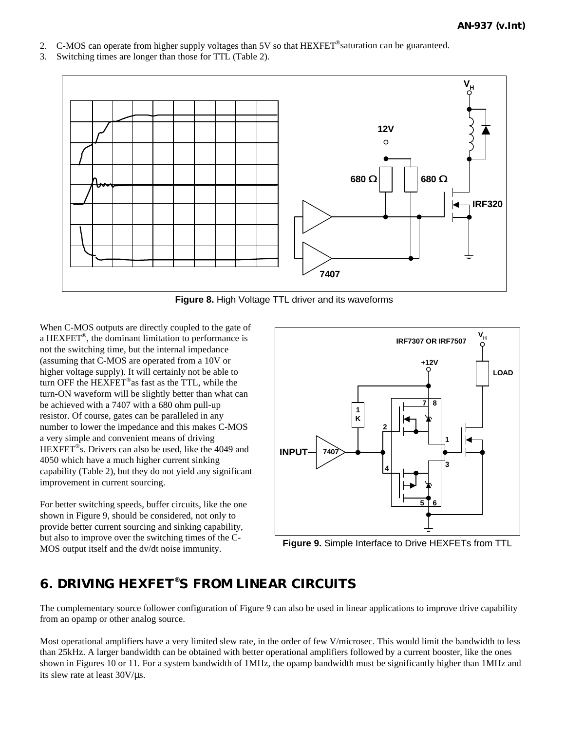2. C-MOS can operate from higher supply voltages than 5V so that HEXFET® saturation can be guaranteed.
3. Switching times are longer than those for TTL (Table 2).

**Figure 8.** High Voltage TTL driver and its waveforms

When C-MOS outputs are directly coupled to the gate of a HEXFET®, the dominant limitation to performance is not the switching time, but the internal impedance (assuming that C-MOS are operated from a 10V or higher voltage supply). It will certainly not be able to turn OFF the HEXFET® as fast as the TTL, while the turn-ON waveform will be slightly better than what can be achieved with a 7407 with a 680 ohm pull-up resistor. Of course, gates can be paralleled in any number to lower the impedance and this makes C-MOS a very simple and convenient means of driving HEXFET®s. Drivers can also be used, like the 4049 and 4050 which have a much higher current sinking capability (Table 2), but they do not yield any significant improvement in current sourcing.

For better switching speeds, buffer circuits, like the one shown in Figure 9, should be considered, not only to provide better current sourcing and sinking capability, but also to improve over the switching times of the C-MOS output itself and the dv/dt noise immunity.

**Figure 9.** Simple Interface to Drive HEXFETs from TTL

## 6. DRIVING HEXFET®S FROM LINEAR CIRCUITS

The complementary source follower configuration of Figure 9 can also be used in linear applications to improve drive capability from an opamp or other analog source.

Most operational amplifiers have a very limited slew rate, in the order of few V/microsec. This would limit the bandwidth to less than 25kHz. A larger bandwidth can be obtained with better operational amplifiers followed by a current booster, like the ones shown in Figures 10 or 11. For a system bandwidth of 1MHz, the opamp bandwidth must be significantly higher than 1MHz and its slew rate at least 30V/µs.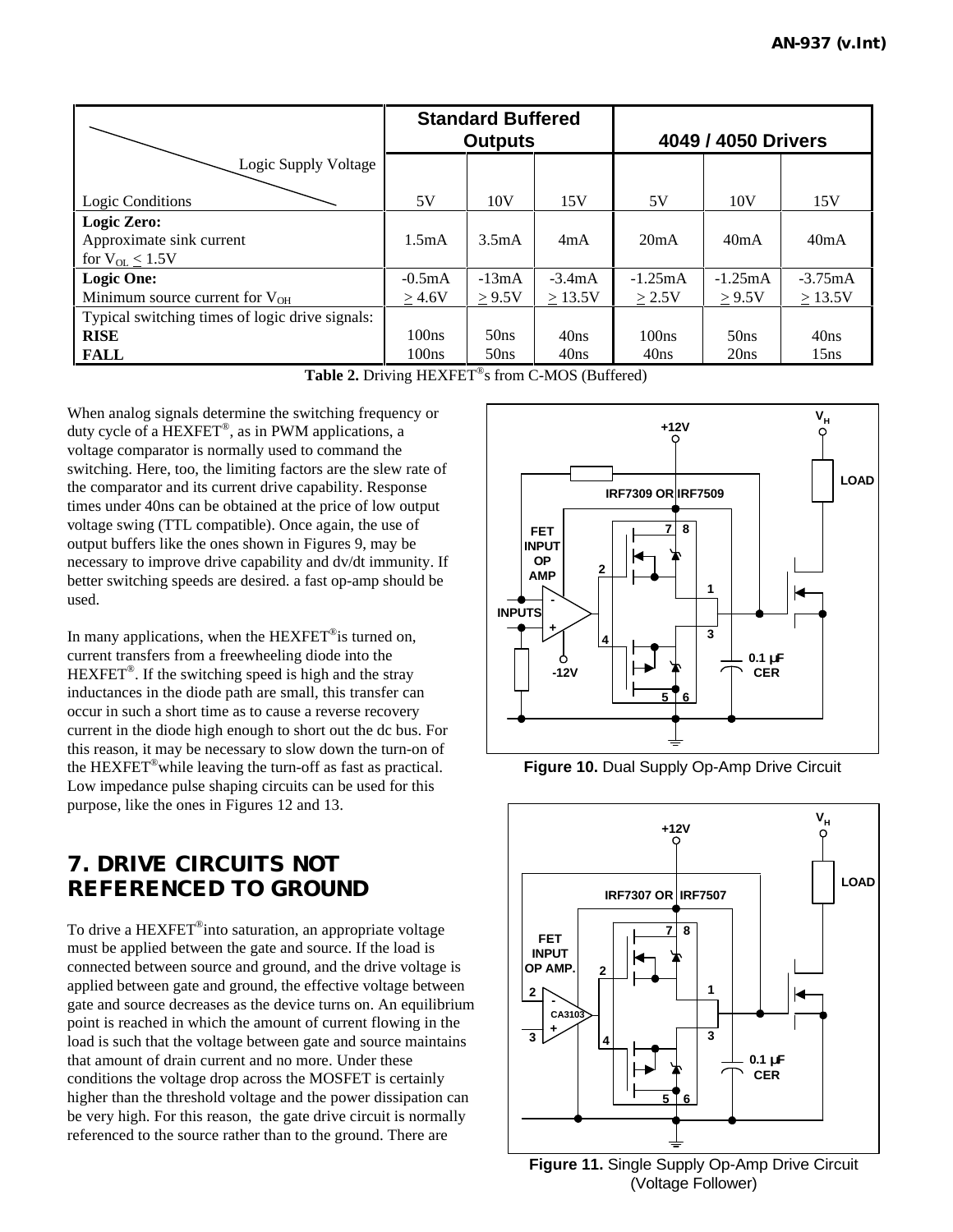| Logic Conditions \ Logic Supply Voltage | Standard Buffered Outputs | | | 4049 / 4050 Drivers | | |
|---|---|---|---|---|---|---|
| | 5V | 10V | 15V | 5V | 10V | 15V |
| **Logic Zero:** Approximate sink current for $V_{OL} \leq 1.5V$ | 1.5mA | 3.5mA | 4mA | 20mA | 40mA | 40mA |
| **Logic One:** Minimum source current for $V_{OH}$ | -0.5mA $\geq 4.6V$ | -13mA $\geq 9.5V$ | -3.4mA $\geq 13.5V$ | -1.25mA $\geq 2.5V$ | -1.25mA $\geq 9.5V$ | -3.75mA $\geq 13.5V$ |
| Typical switching times of logic drive signals: **RISE** | 100ns | 50ns | 40ns | 100ns | 50ns | 40ns |
| **FALL** | 100ns | 50ns | 40ns | 40ns | 20ns | 15ns |

**Table 2.** Driving HEXFET®s from C-MOS (Buffered)

When analog signals determine the switching frequency or duty cycle of a HEXFET®, as in PWM applications, a voltage comparator is normally used to command the switching. Here, too, the limiting factors are the slew rate of the comparator and its current drive capability. Response times under 40ns can be obtained at the price of low output voltage swing (TTL compatible). Once again, the use of output buffers like the ones shown in Figures 9, may be necessary to improve drive capability and dv/dt immunity. If better switching speeds are desired. a fast op-amp should be used.

In many applications, when the HEXFET®is turned on, current transfers from a freewheeling diode into the HEXFET®. If the switching speed is high and the stray inductances in the diode path are small, this transfer can occur in such a short time as to cause a reverse recovery current in the diode high enough to short out the dc bus. For this reason, it may be necessary to slow down the turn-on of the HEXFET®while leaving the turn-off as fast as practical. Low impedance pulse shaping circuits can be used for this purpose, like the ones in Figures 12 and 13.

+12V
$V_H$
LOAD
IRF7309 OR IRF7509
FET INPUT OP AMP
INPUTS
-12V
0.1 µF CER

**Figure 10.** Dual Supply Op-Amp Drive Circuit

## 7. DRIVE CIRCUITS NOT REFERENCED TO GROUND

To drive a HEXFET®into saturation, an appropriate voltage must be applied between the gate and source. If the load is connected between source and ground, and the drive voltage is applied between gate and ground, the effective voltage between gate and source decreases as the device turns on. An equilibrium point is reached in which the amount of current flowing in the load is such that the voltage between gate and source maintains that amount of drain current and no more. Under these conditions the voltage drop across the MOSFET is certainly higher than the threshold voltage and the power dissipation can be very high. For this reason, the gate drive circuit is normally referenced to the source rather than to the ground. There are

+12V
$V_H$
LOAD
IRF7307 OR IRF7507
FET INPUT OP AMP.
CA3103
0.1 µF CER

**Figure 11.** Single Supply Op-Amp Drive Circuit (Voltage Follower)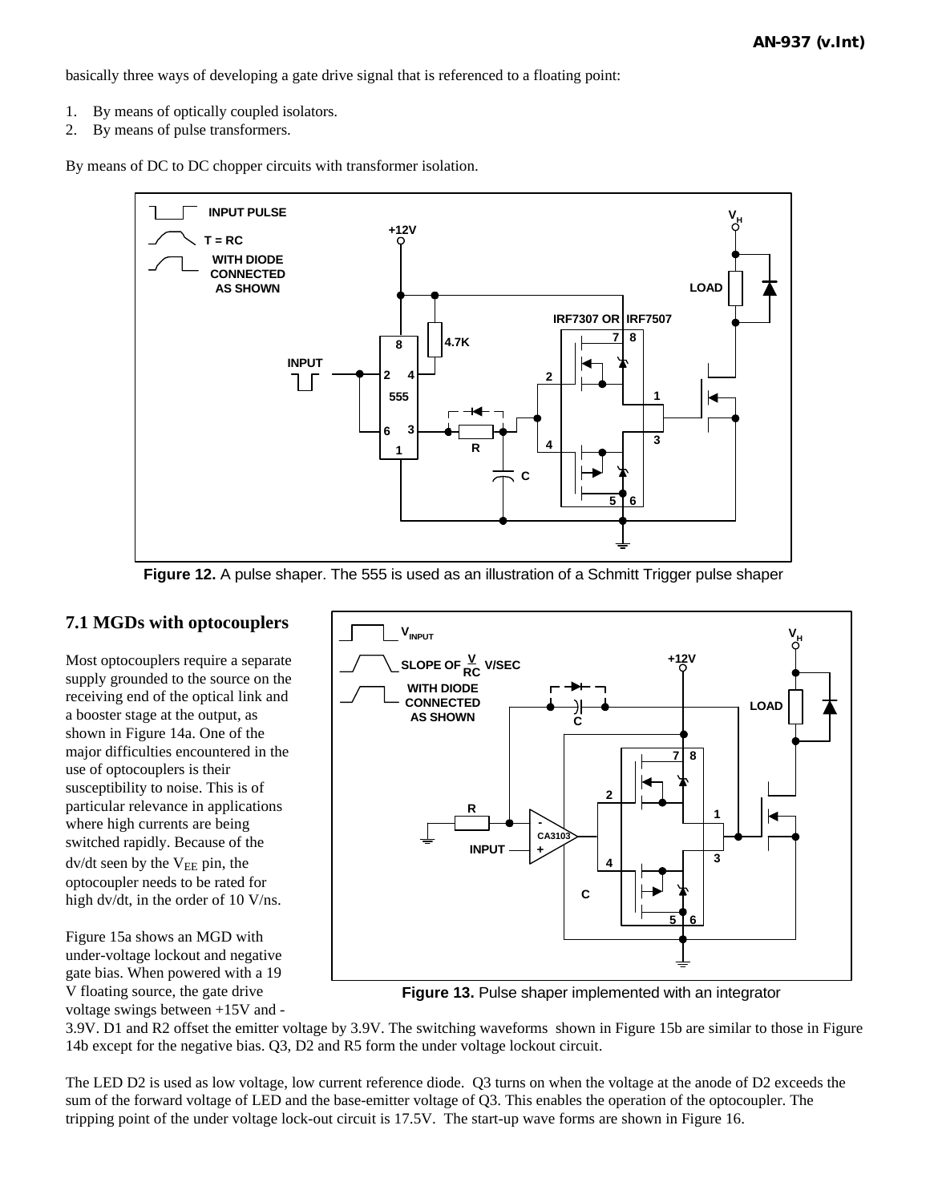basically three ways of developing a gate drive signal that is referenced to a floating point:

1. By means of optically coupled isolators.
2. By means of pulse transformers.

By means of DC to DC chopper circuits with transformer isolation.

**Figure 12.** A pulse shaper. The 555 is used as an illustration of a Schmitt Trigger pulse shaper

**Figure 13.** Pulse shaper implemented with an integrator

## 7.1 MGDs with optocouplers

Most optocouplers require a separate supply grounded to the source on the receiving end of the optical link and a booster stage at the output, as shown in Figure 14a. One of the major difficulties encountered in the use of optocouplers is their susceptibility to noise. This is of particular relevance in applications where high currents are being switched rapidly. Because of the dv/dt seen by the $V_{EE}$ pin, the optocoupler needs to be rated for high dv/dt, in the order of 10 V/ns.

Figure 15a shows an MGD with under-voltage lockout and negative gate bias. When powered with a 19 V floating source, the gate drive voltage swings between +15V and -3.9V. D1 and R2 offset the emitter voltage by 3.9V. The switching waveforms shown in Figure 15b are similar to those in Figure 14b except for the negative bias. Q3, D2 and R5 form the under voltage lockout circuit.

The LED D2 is used as low voltage, low current reference diode. Q3 turns on when the voltage at the anode of D2 exceeds the sum of the forward voltage of LED and the base-emitter voltage of Q3. This enables the operation of the optocoupler. The tripping point of the under voltage lock-out circuit is 17.5V. The start-up wave forms are shown in Figure 16.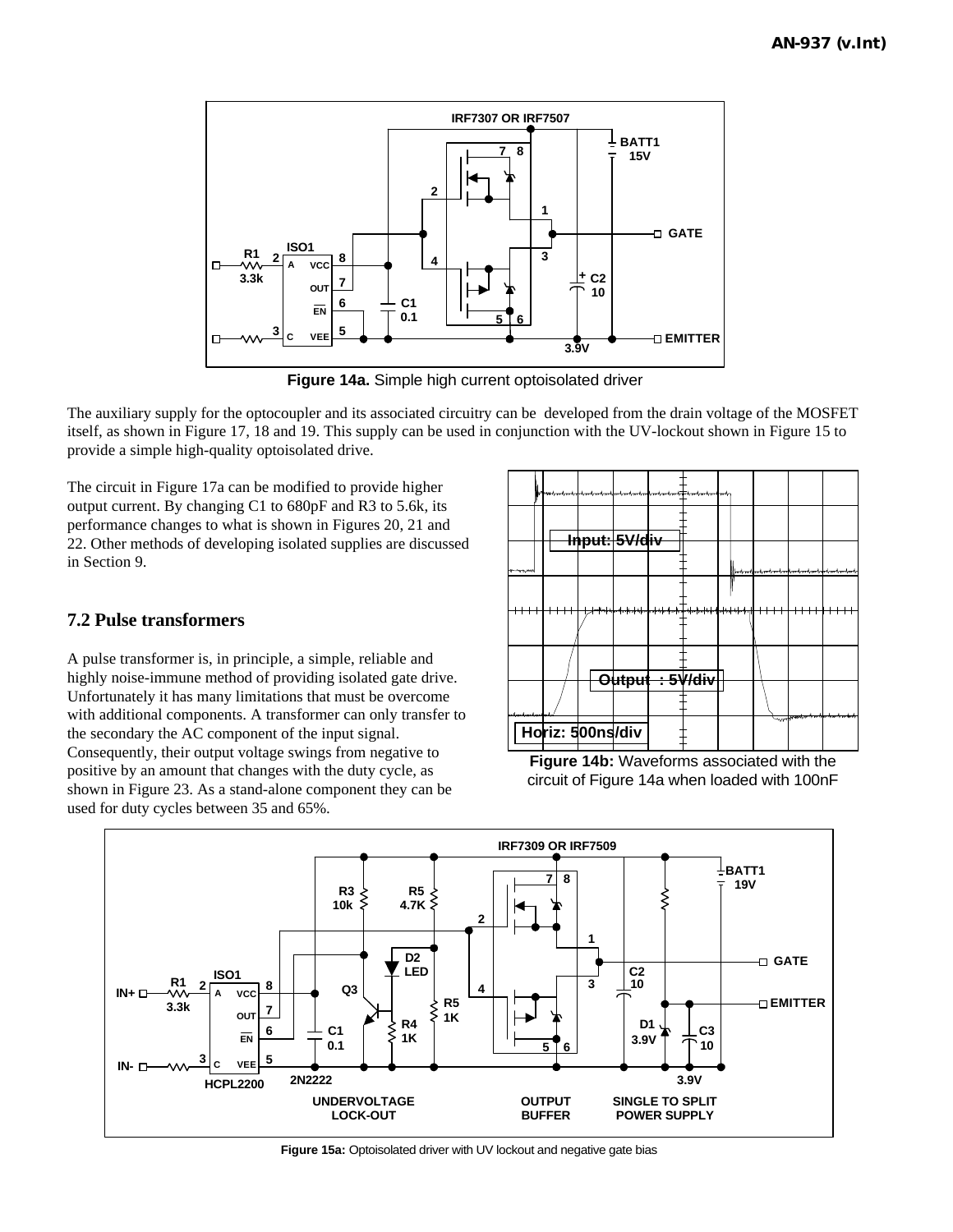Figure 14a. Simple high current optoisolated driver

The auxiliary supply for the optocoupler and its associated circuitry can be developed from the drain voltage of the MOSFET itself, as shown in Figure 17, 18 and 19. This supply can be used in conjunction with the UV-lockout shown in Figure 15 to provide a simple high-quality optoisolated drive.

The circuit in Figure 17a can be modified to provide higher output current. By changing C1 to 680pF and R3 to 5.6k, its performance changes to what is shown in Figures 20, 21 and 22. Other methods of developing isolated supplies are discussed in Section 9.

## 7.2 Pulse transformers

A pulse transformer is, in principle, a simple, reliable and highly noise-immune method of providing isolated gate drive. Unfortunately it has many limitations that must be overcome with additional components. A transformer can only transfer to the secondary the AC component of the input signal. Consequently, their output voltage swings from negative to positive by an amount that changes with the duty cycle, as shown in Figure 23. As a stand-alone component they can be used for duty cycles between 35 and 65%.

**Figure 14b:** Waveforms associated with the circuit of Figure 14a when loaded with 100nF

**Figure 15a:** Optoisolated driver with UV lockout and negative gate bias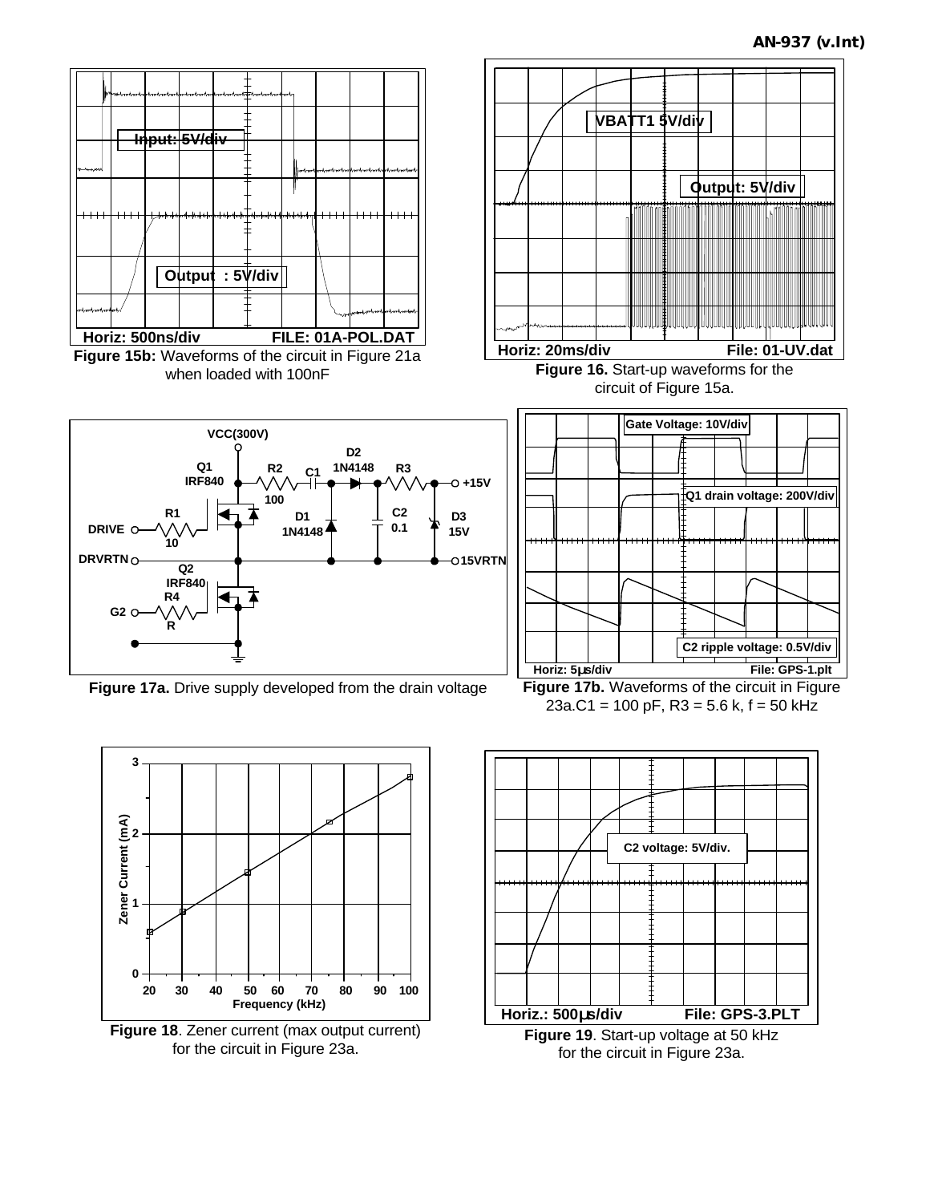Horiz: 500ns/div FILE: 01A-POL.DAT

Input: 5V/div

Output : 5V/div

**Figure 15b:** Waveforms of the circuit in Figure 21a when loaded with 100nF

VBATT1 5V/div

Output: 5V/div

Horiz: 20ms/div File: 01-UV.dat

**Figure 16.** Start-up waveforms for the circuit of Figure 15a.

VCC(300V), Q1 IRF840, R2 100, C1, D2 1N4148, R3, +15V, R1 10, DRIVE, D1 1N4148, C2 0.1, D3 15V, DRVRTN, 15VRTN, Q2 IRF840, R4 R, G2

**Figure 17a.** Drive supply developed from the drain voltage

Gate Voltage: 10V/div

Q1 drain voltage: 200V/div

C2 ripple voltage: 0.5V/div

Horiz: 5µs/div File: GPS-1.plt

**Figure 17b.** Waveforms of the circuit in Figure 23a.C1 = 100 pF, R3 = 5.6 k, f = 50 kHz

Zener Current (mA) vs. Frequency (kHz)

**Figure 18**. Zener current (max output current) for the circuit in Figure 23a.

C2 voltage: 5V/div.

Horiz.: 500µs/div File: GPS-3.PLT

**Figure 19**. Start-up voltage at 50 kHz for the circuit in Figure 23a.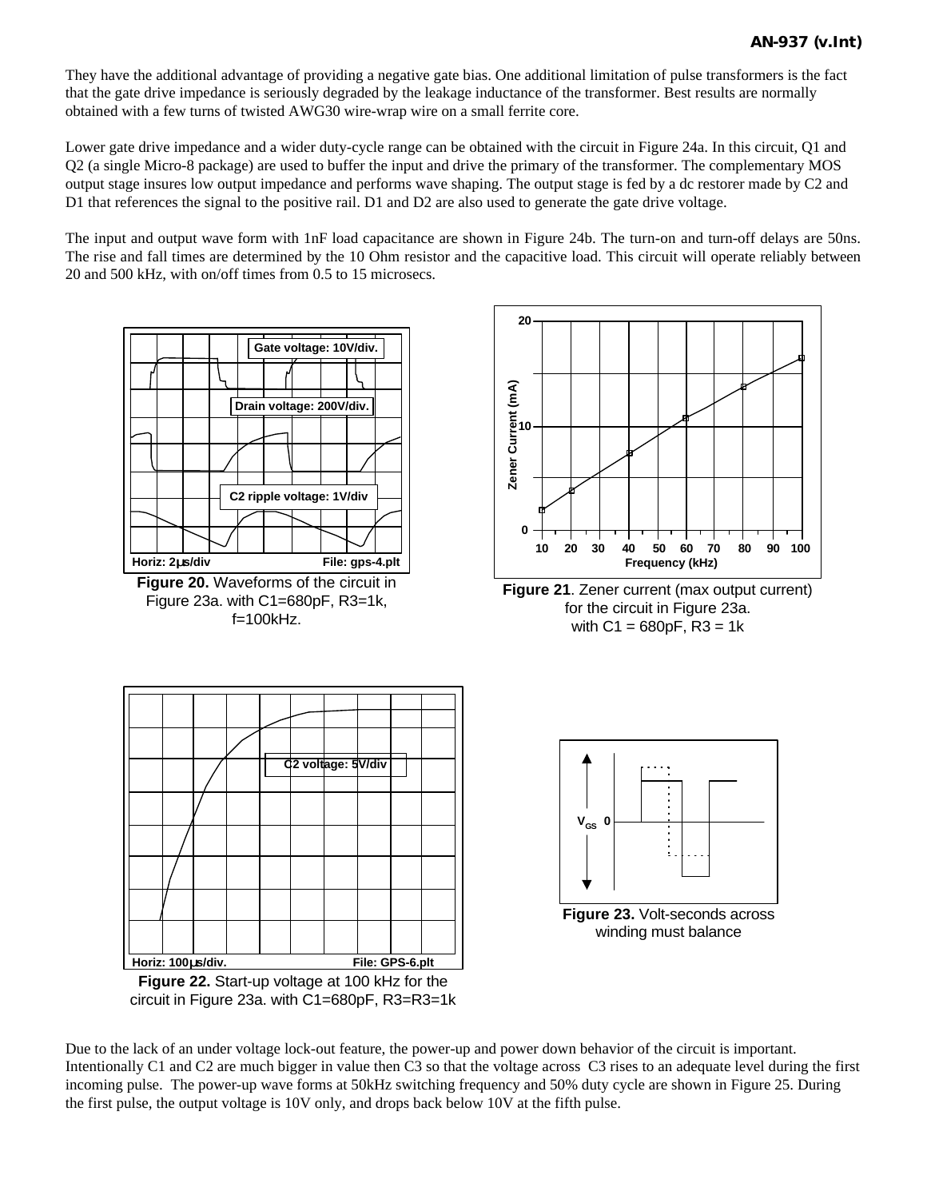They have the additional advantage of providing a negative gate bias. One additional limitation of pulse transformers is the fact that the gate drive impedance is seriously degraded by the leakage inductance of the transformer. Best results are normally obtained with a few turns of twisted AWG30 wire-wrap wire on a small ferrite core.

Lower gate drive impedance and a wider duty-cycle range can be obtained with the circuit in Figure 24a. In this circuit, Q1 and Q2 (a single Micro-8 package) are used to buffer the input and drive the primary of the transformer. The complementary MOS output stage insures low output impedance and performs wave shaping. The output stage is fed by a dc restorer made by C2 and D1 that references the signal to the positive rail. D1 and D2 are also used to generate the gate drive voltage.

The input and output wave form with 1nF load capacitance are shown in Figure 24b. The turn-on and turn-off delays are 50ns. The rise and fall times are determined by the 10 Ohm resistor and the capacitive load. This circuit will operate reliably between 20 and 500 kHz, with on/off times from 0.5 to 15 microsecs.

**Figure 20.** Waveforms of the circuit in Figure 23a. with C1=680pF, R3=1k, f=100kHz.

**Figure 21**. Zener current (max output current) for the circuit in Figure 23a. with C1 = 680pF, R3 = 1k

**Figure 22.** Start-up voltage at 100 kHz for the circuit in Figure 23a. with C1=680pF, R3=R3=1k

**Figure 23.** Volt-seconds across winding must balance

Due to the lack of an under voltage lock-out feature, the power-up and power down behavior of the circuit is important. Intentionally C1 and C2 are much bigger in value then C3 so that the voltage across C3 rises to an adequate level during the first incoming pulse. The power-up wave forms at 50kHz switching frequency and 50% duty cycle are shown in Figure 25. During the first pulse, the output voltage is 10V only, and drops back below 10V at the fifth pulse.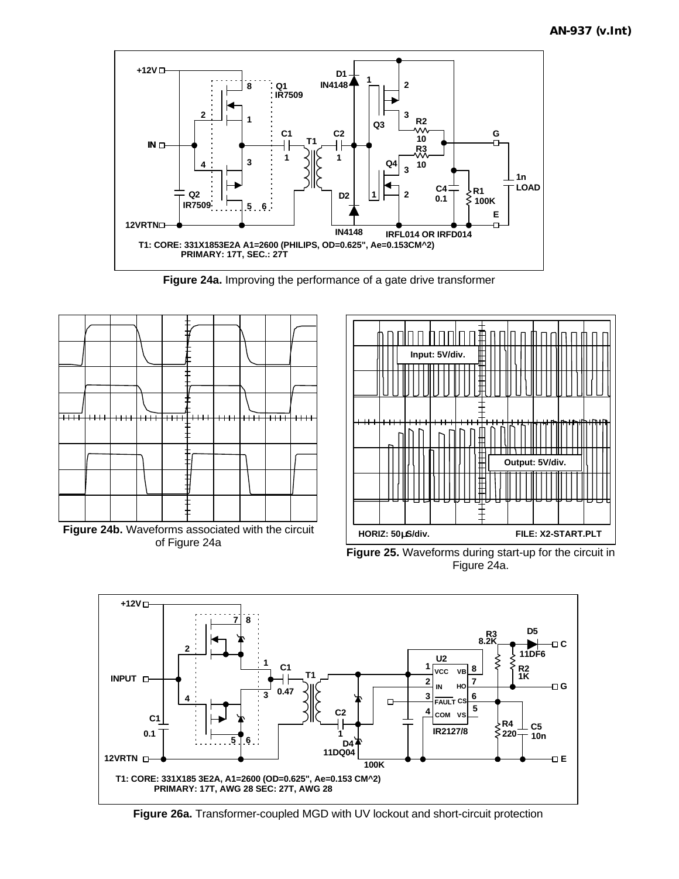T1: CORE: 331X1853E2A A1=2600 (PHILIPS, OD=0.625", Ae=0.153CM^2)
PRIMARY: 17T, SEC.: 27T

**Figure 24a.** Improving the performance of a gate drive transformer

**Figure 24b.** Waveforms associated with the circuit of Figure 24a

Input: 5V/div.

Output: 5V/div.

HORIZ: 50μS/div. FILE: X2-START.PLT

**Figure 25.** Waveforms during start-up for the circuit in Figure 24a.

T1: CORE: 331X185 3E2A, A1=2600 (OD=0.625", Ae=0.153 CM^2)
PRIMARY: 17T, AWG 28 SEC: 27T, AWG 28

**Figure 26a.** Transformer-coupled MGD with UV lockout and short-circuit protection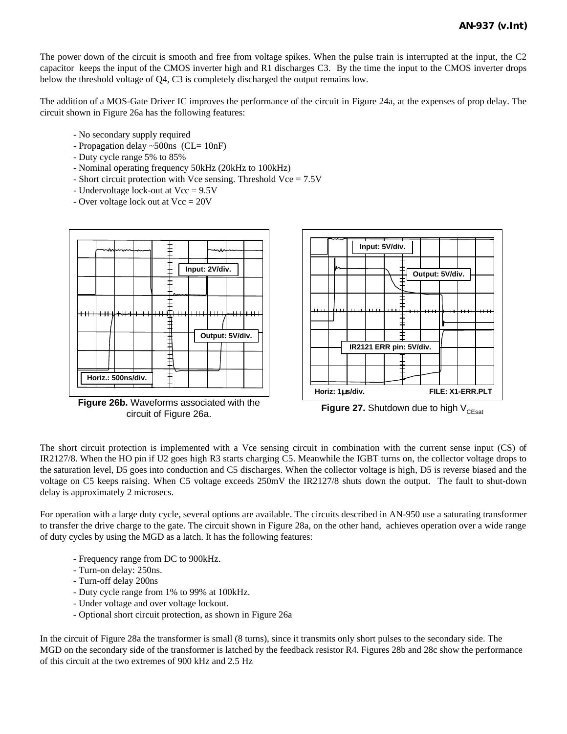The power down of the circuit is smooth and free from voltage spikes. When the pulse train is interrupted at the input, the C2 capacitor keeps the input of the CMOS inverter high and R1 discharges C3. By the time the input to the CMOS inverter drops below the threshold voltage of Q4, C3 is completely discharged the output remains low.

The addition of a MOS-Gate Driver IC improves the performance of the circuit in Figure 24a, at the expenses of prop delay. The circuit shown in Figure 26a has the following features:

- No secondary supply required
- Propagation delay ~500ns (CL= 10nF)
- Duty cycle range 5% to 85%
- Nominal operating frequency 50kHz (20kHz to 100kHz)
- Short circuit protection with Vce sensing. Threshold Vce = 7.5V
- Undervoltage lock-out at Vcc = 9.5V
- Over voltage lock out at Vcc = 20V

**Figure 26b.** Waveforms associated with the circuit of Figure 26a.

**Figure 27.** Shutdown due to high $V_{CEsat}$

The short circuit protection is implemented with a Vce sensing circuit in combination with the current sense input (CS) of IR2127/8. When the HO pin if U2 goes high R3 starts charging C5. Meanwhile the IGBT turns on, the collector voltage drops to the saturation level, D5 goes into conduction and C5 discharges. When the collector voltage is high, D5 is reverse biased and the voltage on C5 keeps raising. When C5 voltage exceeds 250mV the IR2127/8 shuts down the output. The fault to shut-down delay is approximately 2 microsecs.

For operation with a large duty cycle, several options are available. The circuits described in AN-950 use a saturating transformer to transfer the drive charge to the gate. The circuit shown in Figure 28a, on the other hand, achieves operation over a wide range of duty cycles by using the MGD as a latch. It has the following features:

- Frequency range from DC to 900kHz.
- Turn-on delay: 250ns.
- Turn-off delay 200ns
- Duty cycle range from 1% to 99% at 100kHz.
- Under voltage and over voltage lockout.
- Optional short circuit protection, as shown in Figure 26a

In the circuit of Figure 28a the transformer is small (8 turns), since it transmits only short pulses to the secondary side. The MGD on the secondary side of the transformer is latched by the feedback resistor R4. Figures 28b and 28c show the performance of this circuit at the two extremes of 900 kHz and 2.5 Hz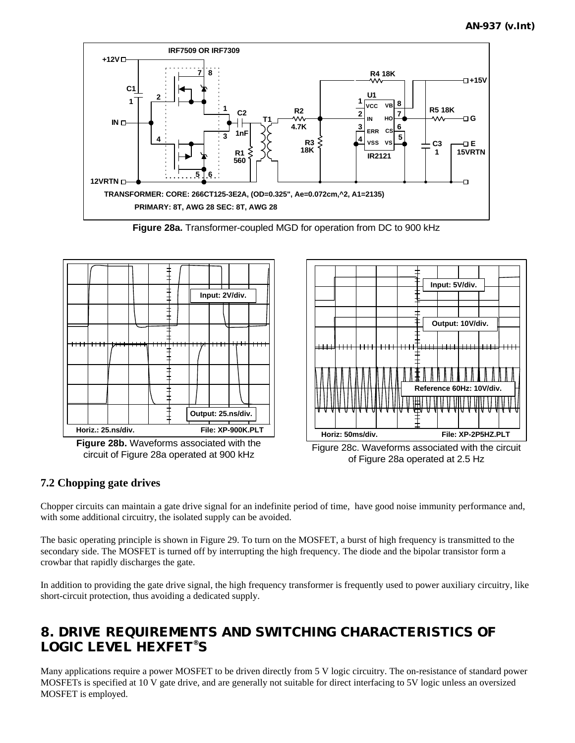Figure 28a. Transformer-coupled MGD for operation from DC to 900 kHz

Figure 28b. Waveforms associated with the circuit of Figure 28a operated at 900 kHz

Figure 28c. Waveforms associated with the circuit of Figure 28a operated at 2.5 Hz

### 7.2 Chopping gate drives

Chopper circuits can maintain a gate drive signal for an indefinite period of time, have good noise immunity performance and, with some additional circuitry, the isolated supply can be avoided.

The basic operating principle is shown in Figure 29. To turn on the MOSFET, a burst of high frequency is transmitted to the secondary side. The MOSFET is turned off by interrupting the high frequency. The diode and the bipolar transistor form a crowbar that rapidly discharges the gate.

In addition to providing the gate drive signal, the high frequency transformer is frequently used to power auxiliary circuitry, like short-circuit protection, thus avoiding a dedicated supply.

## 8. DRIVE REQUIREMENTS AND SWITCHING CHARACTERISTICS OF LOGIC LEVEL HEXFET®S

Many applications require a power MOSFET to be driven directly from 5 V logic circuitry. The on-resistance of standard power MOSFETs is specified at 10 V gate drive, and are generally not suitable for direct interfacing to 5V logic unless an oversized MOSFET is employed.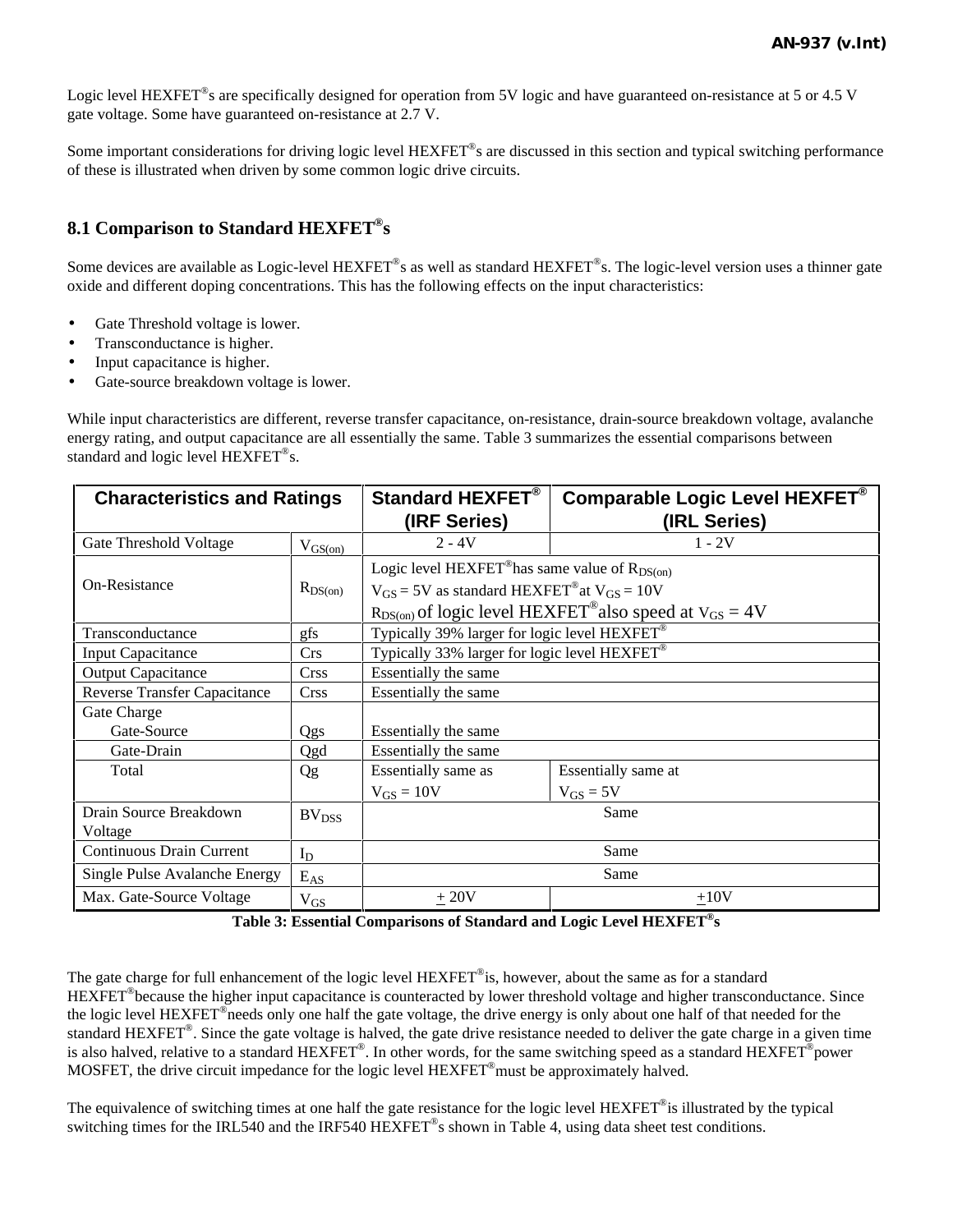Logic level HEXFET®s are specifically designed for operation from 5V logic and have guaranteed on-resistance at 5 or 4.5 V gate voltage. Some have guaranteed on-resistance at 2.7 V.

Some important considerations for driving logic level HEXFET®s are discussed in this section and typical switching performance of these is illustrated when driven by some common logic drive circuits.

## 8.1 Comparison to Standard HEXFET®s

Some devices are available as Logic-level HEXFET®s as well as standard HEXFET®s. The logic-level version uses a thinner gate oxide and different doping concentrations. This has the following effects on the input characteristics:

- Gate Threshold voltage is lower.
- Transconductance is higher.
- Input capacitance is higher.
- Gate-source breakdown voltage is lower.

While input characteristics are different, reverse transfer capacitance, on-resistance, drain-source breakdown voltage, avalanche energy rating, and output capacitance are all essentially the same. Table 3 summarizes the essential comparisons between standard and logic level HEXFET®s.

| Characteristics and Ratings | | Standard HEXFET® (IRF Series) | Comparable Logic Level HEXFET® (IRL Series) |
|---|---|---|---|
| Gate Threshold Voltage | $V_{GS(on)}$ | 2 - 4V | 1 - 2V |
| On-Resistance | $R_{DS(on)}$ | Logic level HEXFET® has same value of $R_{DS(on)}$ $V_{GS}$ = 5V as standard HEXFET® at $V_{GS}$ = 10V $R_{DS(on)}$ of logic level HEXFET® also speed at $V_{GS}$ = 4V | |
| Transconductance | gfs | Typically 39% larger for logic level HEXFET® | |
| Input Capacitance | Crs | Typically 33% larger for logic level HEXFET® | |
| Output Capacitance | Crss | Essentially the same | |
| Reverse Transfer Capacitance | Crss | Essentially the same | |
| Gate Charge<br>Gate-Source | Qgs | Essentially the same | |
| Gate-Drain | Qgd | Essentially the same | |
| Total | Qg | Essentially same as $V_{GS}$ = 10V | Essentially same at $V_{GS}$ = 5V |
| Drain Source Breakdown Voltage | $BV_{DSS}$ | Same | |
| Continuous Drain Current | $I_D$ | Same | |
| Single Pulse Avalanche Energy | $E_{AS}$ | Same | |
| Max. Gate-Source Voltage | $V_{GS}$ | $\pm$ 20V | $\pm$10V |

**Table 3: Essential Comparisons of Standard and Logic Level HEXFET®s**

The gate charge for full enhancement of the logic level HEXFET® is, however, about the same as for a standard HEXFET® because the higher input capacitance is counteracted by lower threshold voltage and higher transconductance. Since the logic level HEXFET® needs only one half the gate voltage, the drive energy is only about one half of that needed for the standard HEXFET®. Since the gate voltage is halved, the gate drive resistance needed to deliver the gate charge in a given time is also halved, relative to a standard HEXFET®. In other words, for the same switching speed as a standard HEXFET® power MOSFET, the drive circuit impedance for the logic level HEXFET® must be approximately halved.

The equivalence of switching times at one half the gate resistance for the logic level HEXFET® is illustrated by the typical switching times for the IRL540 and the IRF540 HEXFET®s shown in Table 4, using data sheet test conditions.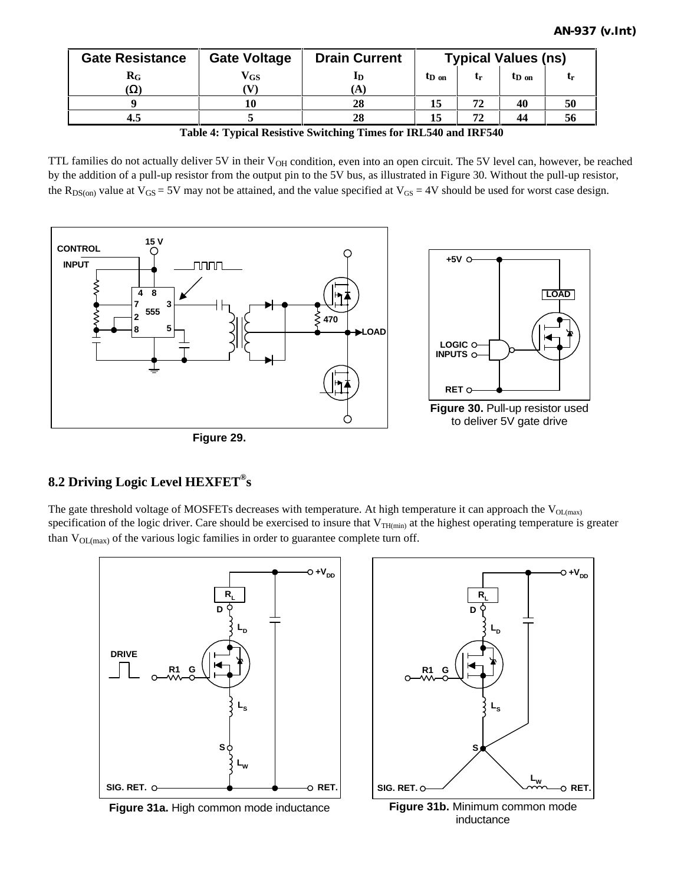| Gate Resistance | Gate Voltage | Drain Current | Typical Values (ns) | | | |
|---|---|---|---|---|---|---|
| $R_G$ (Ω) | $V_{GS}$ (V) | $I_D$ (A) | $t_{D\ on}$ | $t_r$ | $t_{D\ on}$ | $t_r$ |
| 9 | 10 | 28 | 15 | 72 | 40 | 50 |
| 4.5 | 5 | 28 | 15 | 72 | 44 | 56 |

**Table 4: Typical Resistive Switching Times for IRL540 and IRF540**

TTL families do not actually deliver 5V in their $V_{OH}$ condition, even into an open circuit. The 5V level can, however, be reached by the addition of a pull-up resistor from the output pin to the 5V bus, as illustrated in Figure 30. Without the pull-up resistor, the $R_{DS(on)}$ value at $V_{GS}$ = 5V may not be attained, and the value specified at $V_{GS}$ = 4V should be used for worst case design.

**Figure 29.**

**Figure 30.** Pull-up resistor used to deliver 5V gate drive

## 8.2 Driving Logic Level HEXFET®s

The gate threshold voltage of MOSFETs decreases with temperature. At high temperature it can approach the $V_{OL(max)}$ specification of the logic driver. Care should be exercised to insure that $V_{TH(min)}$ at the highest operating temperature is greater than $V_{OL(max)}$ of the various logic families in order to guarantee complete turn off.

**Figure 31a.** High common mode inductance

**Figure 31b.** Minimum common mode inductance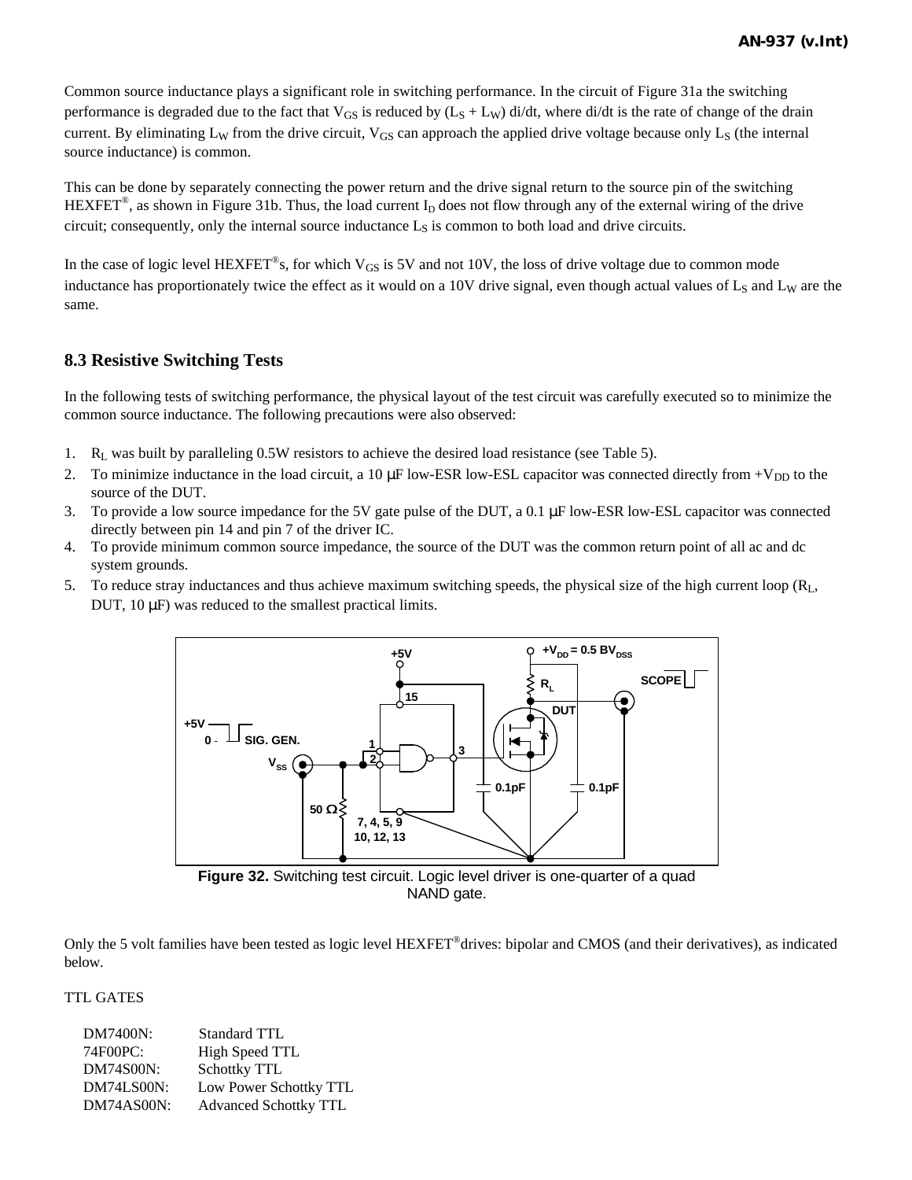Common source inductance plays a significant role in switching performance. In the circuit of Figure 31a the switching performance is degraded due to the fact that $V_{GS}$ is reduced by ($L_S$ + $L_W$) di/dt, where di/dt is the rate of change of the drain current. By eliminating $L_W$ from the drive circuit, $V_{GS}$ can approach the applied drive voltage because only $L_S$ (the internal source inductance) is common.

This can be done by separately connecting the power return and the drive signal return to the source pin of the switching HEXFET®, as shown in Figure 31b. Thus, the load current $I_D$ does not flow through any of the external wiring of the drive circuit; consequently, only the internal source inductance $L_S$ is common to both load and drive circuits.

In the case of logic level HEXFET®s, for which $V_{GS}$ is 5V and not 10V, the loss of drive voltage due to common mode inductance has proportionately twice the effect as it would on a 10V drive signal, even though actual values of $L_S$ and $L_W$ are the same.

## 8.3 Resistive Switching Tests

In the following tests of switching performance, the physical layout of the test circuit was carefully executed so to minimize the common source inductance. The following precautions were also observed:

1. $R_L$ was built by paralleling 0.5W resistors to achieve the desired load resistance (see Table 5).
2. To minimize inductance in the load circuit, a 10 µF low-ESR low-ESL capacitor was connected directly from +$V_{DD}$ to the source of the DUT.
3. To provide a low source impedance for the 5V gate pulse of the DUT, a 0.1 µF low-ESR low-ESL capacitor was connected directly between pin 14 and pin 7 of the driver IC.
4. To provide minimum common source impedance, the source of the DUT was the common return point of all ac and dc system grounds.
5. To reduce stray inductances and thus achieve maximum switching speeds, the physical size of the high current loop ($R_L$, DUT, 10 µF) was reduced to the smallest practical limits.

**Figure 32.** Switching test circuit. Logic level driver is one-quarter of a quad NAND gate.

Only the 5 volt families have been tested as logic level HEXFET®drives: bipolar and CMOS (and their derivatives), as indicated below.

TTL GATES

| | |
|---|---|
| DM7400N: | Standard TTL |
| 74F00PC: | High Speed TTL |
| DM74S00N: | Schottky TTL |
| DM74LS00N: | Low Power Schottky TTL |
| DM74AS00N: | Advanced Schottky TTL |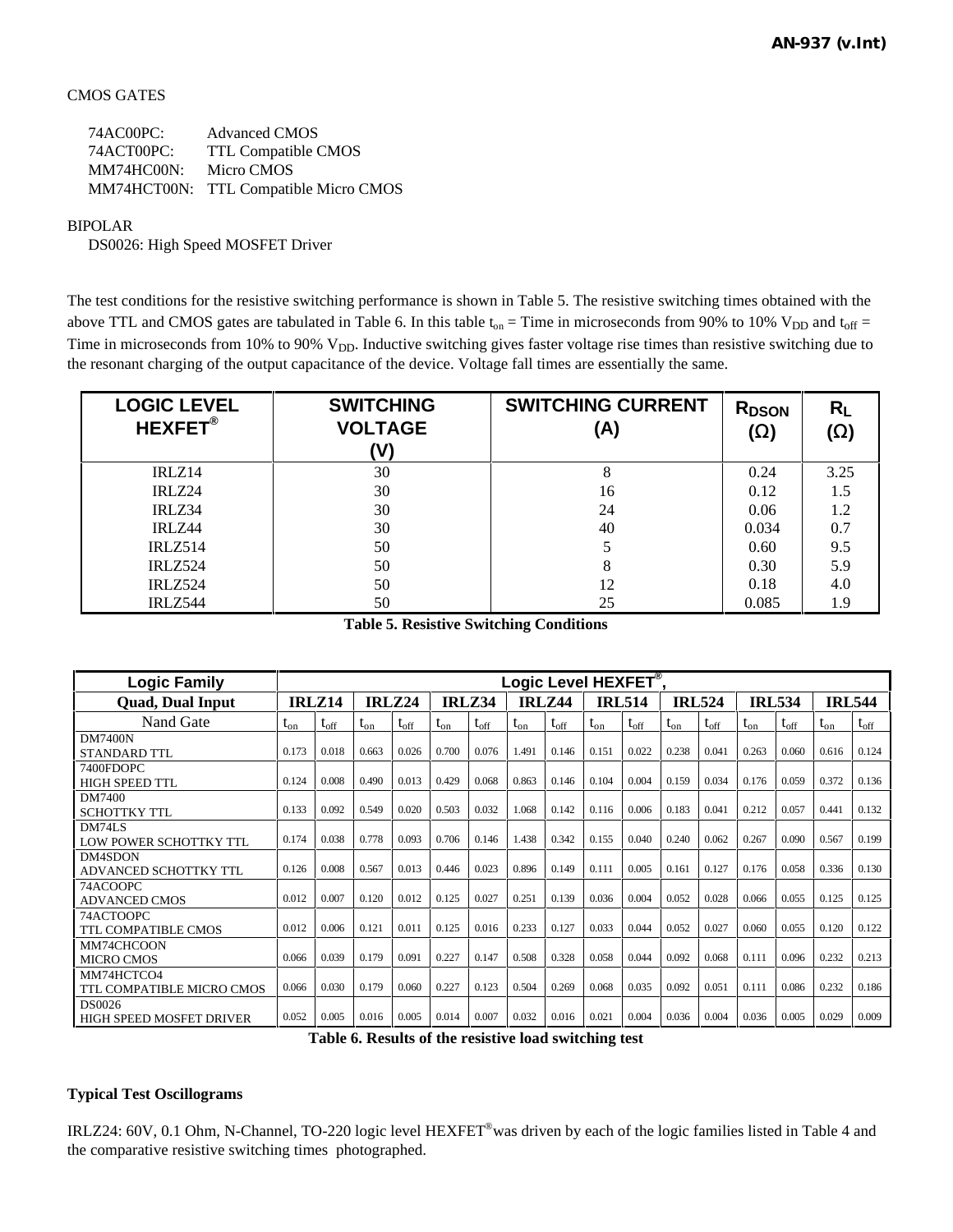CMOS GATES

74AC00PC: Advanced CMOS
74ACT00PC: TTL Compatible CMOS
MM74HC00N: Micro CMOS
MM74HCT00N: TTL Compatible Micro CMOS

BIPOLAR
DS0026: High Speed MOSFET Driver

The test conditions for the resistive switching performance is shown in Table 5. The resistive switching times obtained with the above TTL and CMOS gates are tabulated in Table 6. In this table $t_{on}$ = Time in microseconds from 90% to 10% $V_{DD}$ and $t_{off}$ = Time in microseconds from 10% to 90% $V_{DD}$. Inductive switching gives faster voltage rise times than resistive switching due to the resonant charging of the output capacitance of the device. Voltage fall times are essentially the same.

| LOGIC LEVEL HEXFET® | SWITCHING VOLTAGE (V) | SWITCHING CURRENT (A) | $R_{DSON}$ (Ω) | $R_L$ (Ω) |
|---|---|---|---|---|
| IRLZ14 | 30 | 8 | 0.24 | 3.25 |
| IRLZ24 | 30 | 16 | 0.12 | 1.5 |
| IRLZ34 | 30 | 24 | 0.06 | 1.2 |
| IRLZ44 | 30 | 40 | 0.034 | 0.7 |
| IRLZ514 | 50 | 5 | 0.60 | 9.5 |
| IRLZ524 | 50 | 8 | 0.30 | 5.9 |
| IRLZ524 | 50 | 12 | 0.18 | 4.0 |
| IRLZ544 | 50 | 25 | 0.085 | 1.9 |

**Table 5. Resistive Switching Conditions**

| Logic Family | Logic Level HEXFET®, | | | | | | | | | | | | | | | |
|---|---|---|---|---|---|---|---|---|---|---|---|---|---|---|---|---|
| Quad, Dual Input | IRLZ14 | | IRLZ24 | | IRLZ34 | | IRLZ44 | | IRL514 | | IRL524 | | IRL534 | | IRL544 | |
| Nand Gate | $t_{on}$ | $t_{off}$ | $t_{on}$ | $t_{off}$ | $t_{on}$ | $t_{off}$ | $t_{on}$ | $t_{off}$ | $t_{on}$ | $t_{off}$ | $t_{on}$ | $t_{off}$ | $t_{on}$ | $t_{off}$ | $t_{on}$ | $t_{off}$ |
| DM7400N STANDARD TTL | 0.173 | 0.018 | 0.663 | 0.026 | 0.700 | 0.076 | 1.491 | 0.146 | 0.151 | 0.022 | 0.238 | 0.041 | 0.263 | 0.060 | 0.616 | 0.124 |
| 7400FDOPC HIGH SPEED TTL | 0.124 | 0.008 | 0.490 | 0.013 | 0.429 | 0.068 | 0.863 | 0.146 | 0.104 | 0.004 | 0.159 | 0.034 | 0.176 | 0.059 | 0.372 | 0.136 |
| DM7400 SCHOTTKY TTL | 0.133 | 0.092 | 0.549 | 0.020 | 0.503 | 0.032 | 1.068 | 0.142 | 0.116 | 0.006 | 0.183 | 0.041 | 0.212 | 0.057 | 0.441 | 0.132 |
| DM74LS LOW POWER SCHOTTKY TTL | 0.174 | 0.038 | 0.778 | 0.093 | 0.706 | 0.146 | 1.438 | 0.342 | 0.155 | 0.040 | 0.240 | 0.062 | 0.267 | 0.090 | 0.567 | 0.199 |
| DM4SDON ADVANCED SCHOTTKY TTL | 0.126 | 0.008 | 0.567 | 0.013 | 0.446 | 0.023 | 0.896 | 0.149 | 0.111 | 0.005 | 0.161 | 0.127 | 0.176 | 0.058 | 0.336 | 0.130 |
| 74ACOOPC ADVANCED CMOS | 0.012 | 0.007 | 0.120 | 0.012 | 0.125 | 0.027 | 0.251 | 0.139 | 0.036 | 0.004 | 0.052 | 0.028 | 0.066 | 0.055 | 0.125 | 0.125 |
| 74ACTOOPC TTL COMPATIBLE CMOS | 0.012 | 0.006 | 0.121 | 0.011 | 0.125 | 0.016 | 0.233 | 0.127 | 0.033 | 0.044 | 0.052 | 0.027 | 0.060 | 0.055 | 0.120 | 0.122 |
| MM74CHCOON MICRO CMOS | 0.066 | 0.039 | 0.179 | 0.091 | 0.227 | 0.147 | 0.508 | 0.328 | 0.058 | 0.044 | 0.092 | 0.068 | 0.111 | 0.096 | 0.232 | 0.213 |
| MM74HCTCO4 TTL COMPATIBLE MICRO CMOS | 0.066 | 0.030 | 0.179 | 0.060 | 0.227 | 0.123 | 0.504 | 0.269 | 0.068 | 0.035 | 0.092 | 0.051 | 0.111 | 0.086 | 0.232 | 0.186 |
| DS0026 HIGH SPEED MOSFET DRIVER | 0.052 | 0.005 | 0.016 | 0.005 | 0.014 | 0.007 | 0.032 | 0.016 | 0.021 | 0.004 | 0.036 | 0.004 | 0.036 | 0.005 | 0.029 | 0.009 |

**Table 6. Results of the resistive load switching test**

**Typical Test Oscillograms**

IRLZ24: 60V, 0.1 Ohm, N-Channel, TO-220 logic level HEXFET® was driven by each of the logic families listed in Table 4 and the comparative resistive switching times photographed.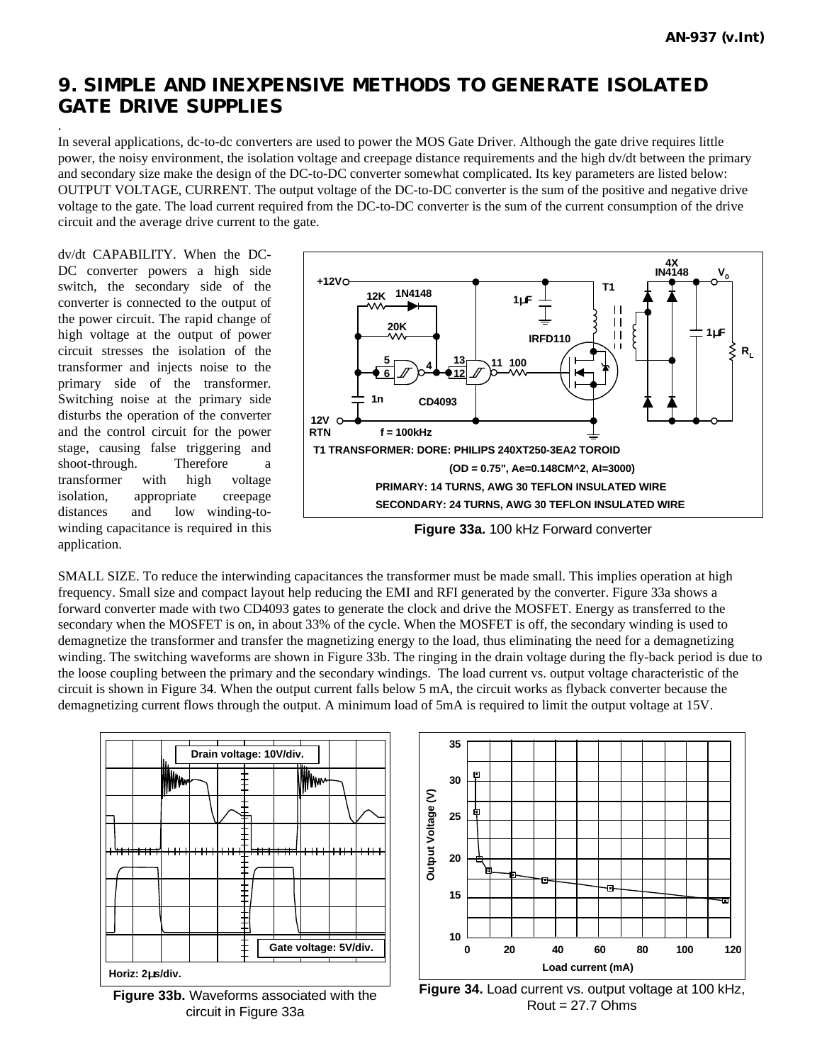# 9. SIMPLE AND INEXPENSIVE METHODS TO GENERATE ISOLATED GATE DRIVE SUPPLIES

In several applications, dc-to-dc converters are used to power the MOS Gate Driver. Although the gate drive requires little power, the noisy environment, the isolation voltage and creepage distance requirements and the high dv/dt between the primary and secondary size make the design of the DC-to-DC converter somewhat complicated. Its key parameters are listed below:
OUTPUT VOLTAGE, CURRENT. The output voltage of the DC-to-DC converter is the sum of the positive and negative drive voltage to the gate. The load current required from the DC-to-DC converter is the sum of the current consumption of the drive circuit and the average drive current to the gate.

dv/dt CAPABILITY. When the DC-DC converter powers a high side switch, the secondary side of the converter is connected to the output of the power circuit. The rapid change of high voltage at the output of power circuit stresses the isolation of the transformer and injects noise to the primary side of the transformer. Switching noise at the primary side disturbs the operation of the converter and the control circuit for the power stage, causing false triggering and shoot-through. Therefore a transformer with high voltage isolation, appropriate creepage distances and low winding-to-winding capacitance is required in this application.

T1 TRANSFORMER: DORE: PHILIPS 240XT250-3EA2 TOROID (OD = 0.75", Ae=0.148CM^2, AI=3000)
PRIMARY: 14 TURNS, AWG 30 TEFLON INSULATED WIRE
SECONDARY: 24 TURNS, AWG 30 TEFLON INSULATED WIRE

**Figure 33a.** 100 kHz Forward converter

SMALL SIZE. To reduce the interwinding capacitances the transformer must be made small. This implies operation at high frequency. Small size and compact layout help reducing the EMI and RFI generated by the converter. Figure 33a shows a forward converter made with two CD4093 gates to generate the clock and drive the MOSFET. Energy as transferred to the secondary when the MOSFET is on, in about 33% of the cycle. When the MOSFET is off, the secondary winding is used to demagnetize the transformer and transfer the magnetizing energy to the load, thus eliminating the need for a demagnetizing winding. The switching waveforms are shown in Figure 33b. The ringing in the drain voltage during the fly-back period is due to the loose coupling between the primary and the secondary windings. The load current vs. output voltage characteristic of the circuit is shown in Figure 34. When the output current falls below 5 mA, the circuit works as flyback converter because the demagnetizing current flows through the output. A minimum load of 5mA is required to limit the output voltage at 15V.

**Figure 33b.** Waveforms associated with the circuit in Figure 33a

**Figure 34.** Load current vs. output voltage at 100 kHz, Rout = 27.7 Ohms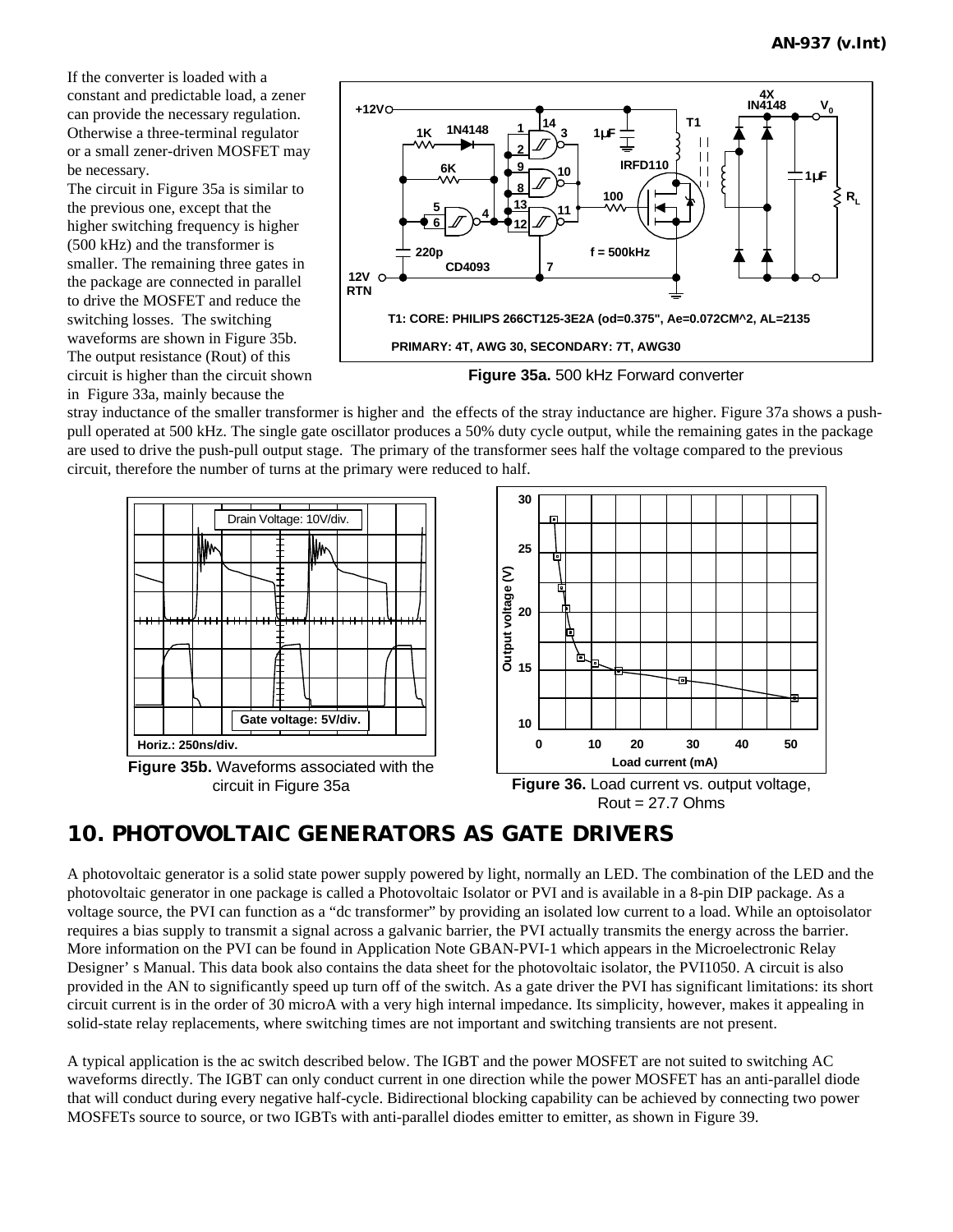If the converter is loaded with a constant and predictable load, a zener can provide the necessary regulation. Otherwise a three-terminal regulator or a small zener-driven MOSFET may be necessary.

The circuit in Figure 35a is similar to the previous one, except that the higher switching frequency is higher (500 kHz) and the transformer is smaller. The remaining three gates in the package are connected in parallel to drive the MOSFET and reduce the switching losses. The switching waveforms are shown in Figure 35b. The output resistance (Rout) of this circuit is higher than the circuit shown in Figure 33a, mainly because the stray inductance of the smaller transformer is higher and the effects of the stray inductance are higher. Figure 37a shows a push-pull operated at 500 kHz. The single gate oscillator produces a 50% duty cycle output, while the remaining gates in the package are used to drive the push-pull output stage. The primary of the transformer sees half the voltage compared to the previous circuit, therefore the number of turns at the primary were reduced to half.

T1: CORE: PHILIPS 266CT125-3E2A (od=0.375", Ae=0.072CM^2, AL=2135

PRIMARY: 4T, AWG 30, SECONDARY: 7T, AWG30

**Figure 35a.** 500 kHz Forward converter

**Figure 35b.** Waveforms associated with the circuit in Figure 35a

**Figure 36.** Load current vs. output voltage, Rout = 27.7 Ohms

## 10. PHOTOVOLTAIC GENERATORS AS GATE DRIVERS

A photovoltaic generator is a solid state power supply powered by light, normally an LED. The combination of the LED and the photovoltaic generator in one package is called a Photovoltaic Isolator or PVI and is available in a 8-pin DIP package. As a voltage source, the PVI can function as a "dc transformer" by providing an isolated low current to a load. While an optoisolator requires a bias supply to transmit a signal across a galvanic barrier, the PVI actually transmits the energy across the barrier. More information on the PVI can be found in Application Note GBAN-PVI-1 which appears in the Microelectronic Relay Designer' s Manual. This data book also contains the data sheet for the photovoltaic isolator, the PVI1050. A circuit is also provided in the AN to significantly speed up turn off of the switch. As a gate driver the PVI has significant limitations: its short circuit current is in the order of 30 microA with a very high internal impedance. Its simplicity, however, makes it appealing in solid-state relay replacements, where switching times are not important and switching transients are not present.

A typical application is the ac switch described below. The IGBT and the power MOSFET are not suited to switching AC waveforms directly. The IGBT can only conduct current in one direction while the power MOSFET has an anti-parallel diode that will conduct during every negative half-cycle. Bidirectional blocking capability can be achieved by connecting two power MOSFETs source to source, or two IGBTs with anti-parallel diodes emitter to emitter, as shown in Figure 39.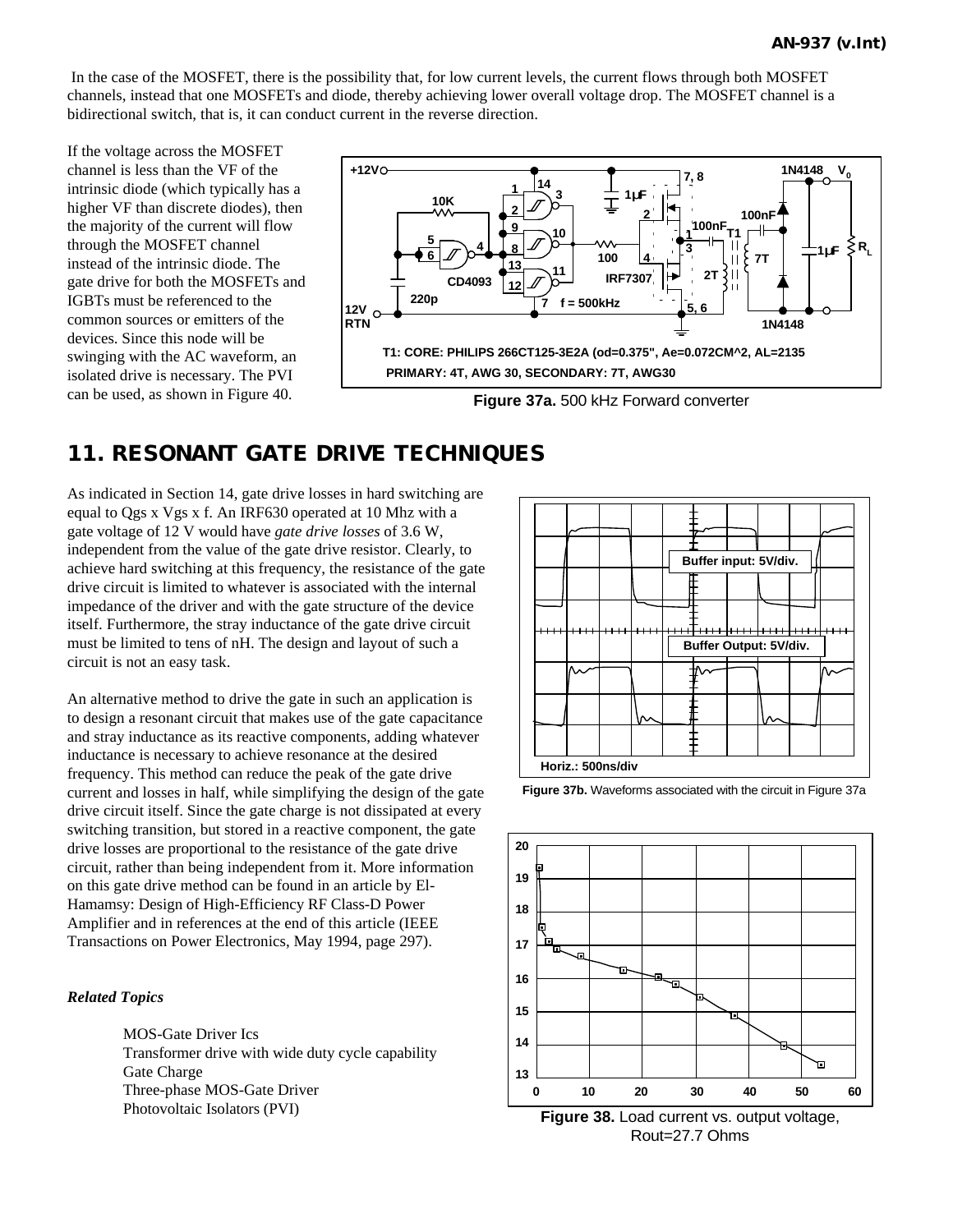In the case of the MOSFET, there is the possibility that, for low current levels, the current flows through both MOSFET channels, instead that one MOSFETs and diode, thereby achieving lower overall voltage drop. The MOSFET channel is a bidirectional switch, that is, it can conduct current in the reverse direction.

If the voltage across the MOSFET channel is less than the VF of the intrinsic diode (which typically has a higher VF than discrete diodes), then the majority of the current will flow through the MOSFET channel instead of the intrinsic diode. The gate drive for both the MOSFETs and IGBTs must be referenced to the common sources or emitters of the devices. Since this node will be swinging with the AC waveform, an isolated drive is necessary. The PVI can be used, as shown in Figure 40.

+12V
10K
5
6
4
CD4093
220p
12V RTN
1
2
14
3
9
8
10
13
12
11
7
f = 500kHz
100
1µF
2
4
IRF7307
7, 8
1
3
5, 6
100nF
T1
2T
100nF
7T
1N4148
$V_0$
1µF
$R_L$
1N4148
T1: CORE: PHILIPS 266CT125-3E2A (od=0.375", Ae=0.072CM^2, AL=2135
PRIMARY: 4T, AWG 30, SECONDARY: 7T, AWG30

**Figure 37a.** 500 kHz Forward converter

## 11. RESONANT GATE DRIVE TECHNIQUES

As indicated in Section 14, gate drive losses in hard switching are equal to Qgs x Vgs x f. An IRF630 operated at 10 Mhz with a gate voltage of 12 V would have *gate drive losses* of 3.6 W, independent from the value of the gate drive resistor. Clearly, to achieve hard switching at this frequency, the resistance of the gate drive circuit is limited to whatever is associated with the internal impedance of the driver and with the gate structure of the device itself. Furthermore, the stray inductance of the gate drive circuit must be limited to tens of nH. The design and layout of such a circuit is not an easy task.

An alternative method to drive the gate in such an application is to design a resonant circuit that makes use of the gate capacitance and stray inductance as its reactive components, adding whatever inductance is necessary to achieve resonance at the desired frequency. This method can reduce the peak of the gate drive current and losses in half, while simplifying the design of the gate drive circuit itself. Since the gate charge is not dissipated at every switching transition, but stored in a reactive component, the gate drive losses are proportional to the resistance of the gate drive circuit, rather than being independent from it. More information on this gate drive method can be found in an article by El-Hamamsy: Design of High-Efficiency RF Class-D Power Amplifier and in references at the end of this article (IEEE Transactions on Power Electronics, May 1994, page 297).

Buffer input: 5V/div.
Buffer Output: 5V/div.
Horiz.: 500ns/div

**Figure 37b.** Waveforms associated with the circuit in Figure 37a

20
19
18
17
16
15
14
13
0
10
20
30
40
50
60

**Figure 38.** Load current vs. output voltage, Rout=27.7 Ohms

***Related Topics***

- MOS-Gate Driver Ics
- Transformer drive with wide duty cycle capability
- Gate Charge
- Three-phase MOS-Gate Driver
- Photovoltaic Isolators (PVI)